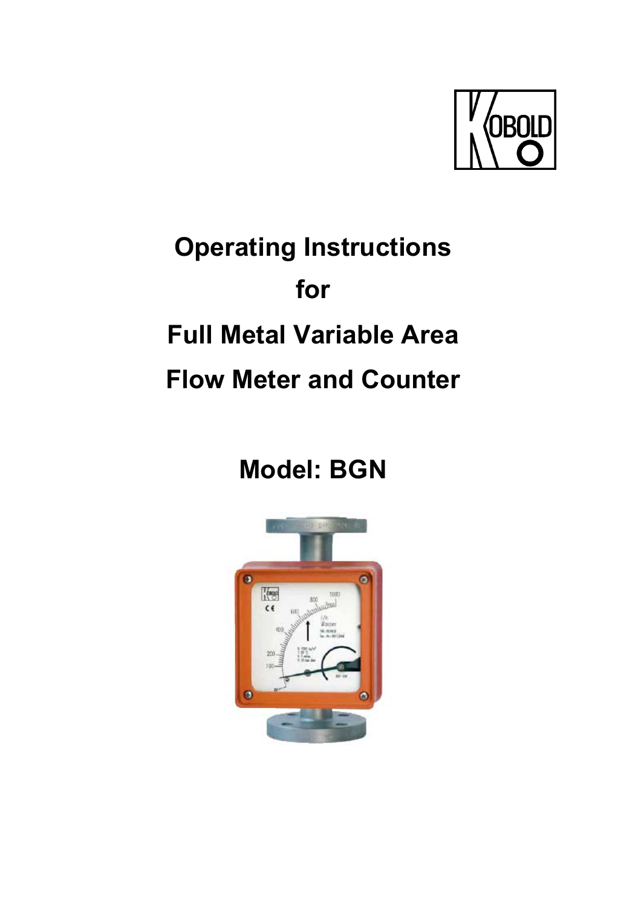# Operating Instructions

# for

# Full Metal Variable Area Flow Meter and Counter

## Model: BGN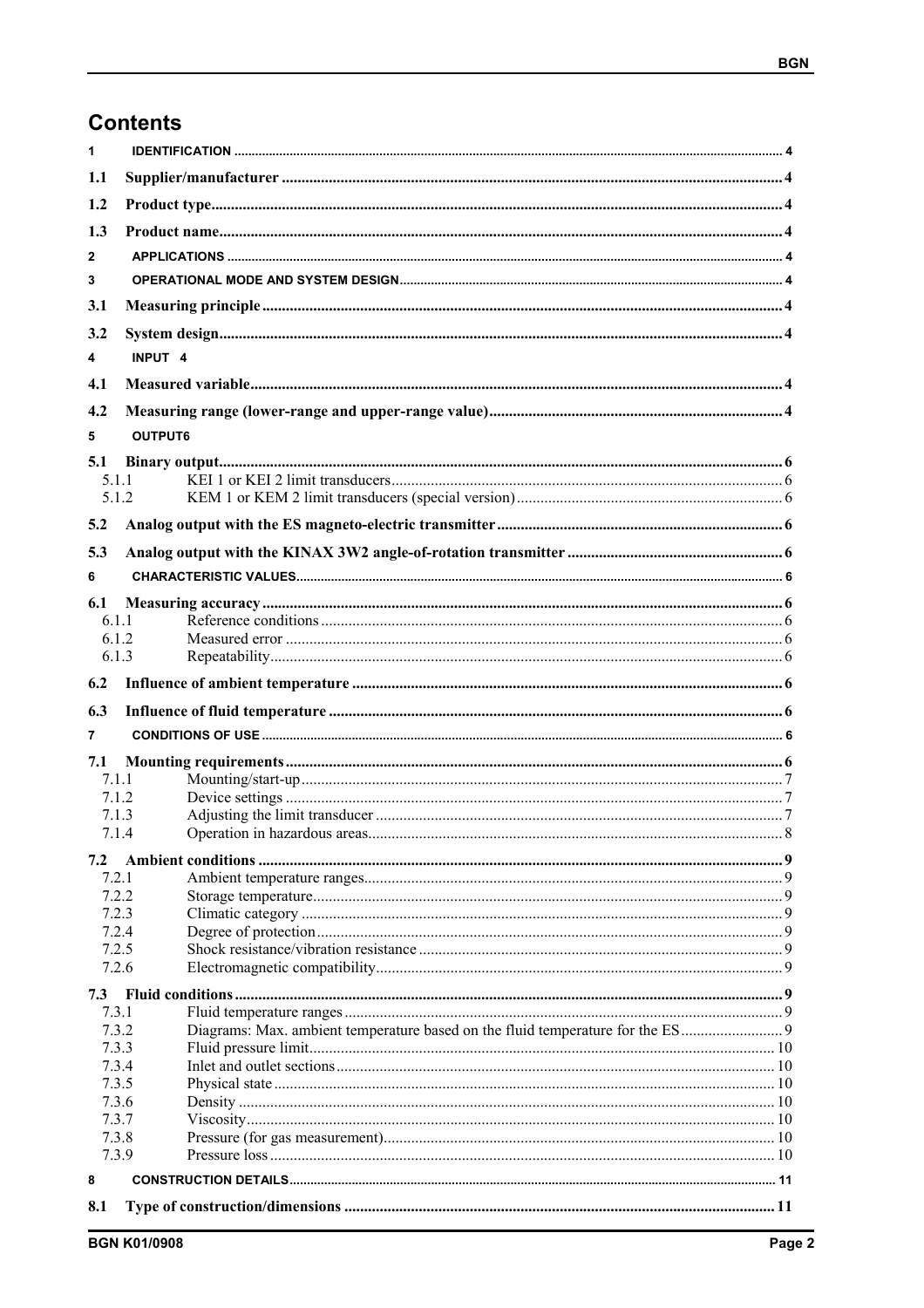# Contents

1 IDENTIFICATION ... 4

1.1 Supplier/manufacturer ... 4

1.2 Product type ... 4

1.3 Product name ... 4

2 APPLICATIONS ... 4

3 OPERATIONAL MODE AND SYSTEM DESIGN ... 4

3.1 Measuring principle ... 4

3.2 System design ... 4

4 INPUT 4

4.1 Measured variable ... 4

4.2 Measuring range (lower-range and upper-range value) ... 4

5 OUTPUT6

5.1 Binary output ... 6
- 5.1.1 KEI 1 or KEI 2 limit transducers ... 6
- 5.1.2 KEM 1 or KEM 2 limit transducers (special version) ... 6

5.2 Analog output with the ES magneto-electric transmitter ... 6

5.3 Analog output with the KINAX 3W2 angle-of-rotation transmitter ... 6

6 CHARACTERISTIC VALUES ... 6

6.1 Measuring accuracy ... 6
- 6.1.1 Reference conditions ... 6
- 6.1.2 Measured error ... 6
- 6.1.3 Repeatability ... 6

6.2 Influence of ambient temperature ... 6

6.3 Influence of fluid temperature ... 6

7 CONDITIONS OF USE ... 6

7.1 Mounting requirements ... 6
- 7.1.1 Mounting/start-up ... 7
- 7.1.2 Device settings ... 7
- 7.1.3 Adjusting the limit transducer ... 7
- 7.1.4 Operation in hazardous areas ... 8

7.2 Ambient conditions ... 9
- 7.2.1 Ambient temperature ranges ... 9
- 7.2.2 Storage temperature ... 9
- 7.2.3 Climatic category ... 9
- 7.2.4 Degree of protection ... 9
- 7.2.5 Shock resistance/vibration resistance ... 9
- 7.2.6 Electromagnetic compatibility ... 9

7.3 Fluid conditions ... 9
- 7.3.1 Fluid temperature ranges ... 9
- 7.3.2 Diagrams: Max. ambient temperature based on the fluid temperature for the ES ... 9
- 7.3.3 Fluid pressure limit ... 10
- 7.3.4 Inlet and outlet sections ... 10
- 7.3.5 Physical state ... 10
- 7.3.6 Density ... 10
- 7.3.7 Viscosity ... 10
- 7.3.8 Pressure (for gas measurement) ... 10
- 7.3.9 Pressure loss ... 10

8 CONSTRUCTION DETAILS ... 11

8.1 Type of construction/dimensions ... 11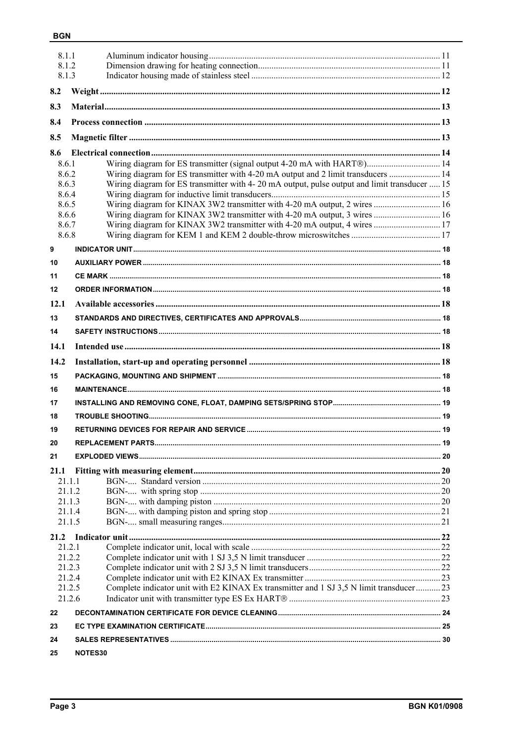8.1.1 Aluminum indicator housing ... 11
8.1.2 Dimension drawing for heating connection ... 11
8.1.3 Indicator housing made of stainless steel ... 12

**8.2 Weight ... 12**

**8.3 Material ... 13**

**8.4 Process connection ... 13**

**8.5 Magnetic filter ... 13**

**8.6 Electrical connection ... 14**

8.6.1 Wiring diagram for ES transmitter (signal output 4-20 mA with HART®) ... 14
8.6.2 Wiring diagram for ES transmitter with 4-20 mA output and 2 limit transducers ... 14
8.6.3 Wiring diagram for ES transmitter with 4- 20 mA output, pulse output and limit transducer ... 15
8.6.4 Wiring diagram for inductive limit transducers ... 15
8.6.5 Wiring diagram for KINAX 3W2 transmitter with 4-20 mA output, 2 wires ... 16
8.6.6 Wiring diagram for KINAX 3W2 transmitter with 4-20 mA output, 3 wires ... 16
8.6.7 Wiring diagram for KINAX 3W2 transmitter with 4-20 mA output, 4 wires ... 17
8.6.8 Wiring diagram for KEM 1 and KEM 2 double-throw microswitches ... 17

**9 INDICATOR UNIT ... 18**

**10 AUXILIARY POWER ... 18**

**11 CE MARK ... 18**

**12 ORDER INFORMATION ... 18**

**12.1 Available accessories ... 18**

**13 STANDARDS AND DIRECTIVES, CERTIFICATES AND APPROVALS ... 18**

**14 SAFETY INSTRUCTIONS ... 18**

**14.1 Intended use ... 18**

**14.2 Installation, start-up and operating personnel ... 18**

**15 PACKAGING, MOUNTING AND SHIPMENT ... 18**

**16 MAINTENANCE ... 18**

**17 INSTALLING AND REMOVING CONE, FLOAT, DAMPING SETS/SPRING STOP ... 19**

**18 TROUBLE SHOOTING ... 19**

**19 RETURNING DEVICES FOR REPAIR AND SERVICE ... 19**

**20 REPLACEMENT PARTS ... 19**

**21 EXPLODED VIEWS ... 20**

**21.1 Fitting with measuring element ... 20**

21.1.1 BGN-.... Standard version ... 20
21.1.2 BGN-.... with spring stop ... 20
21.1.3 BGN-.... with damping piston ... 20
21.1.4 BGN-.... with damping piston and spring stop ... 21
21.1.5 BGN-.... small measuring ranges ... 21

**21.2 Indicator unit ... 22**

21.2.1 Complete indicator unit, local with scale ... 22
21.2.2 Complete indicator unit with 1 SJ 3,5 N limit transducer ... 22
21.2.3 Complete indicator unit with 2 SJ 3,5 N limit transducers ... 22
21.2.4 Complete indicator unit with E2 KINAX Ex transmitter ... 23
21.2.5 Complete indicator unit with E2 KINAX Ex transmitter and 1 SJ 3,5 N limit transducer ... 23
21.2.6 Indicator unit with transmitter type ES Ex HART® ... 23

**22 DECONTAMINATION CERTIFICATE FOR DEVICE CLEANING ... 24**

**23 EC TYPE EXAMINATION CERTIFICATE ... 25**

**24 SALES REPRESENTATIVES ... 30**

**25 NOTES30**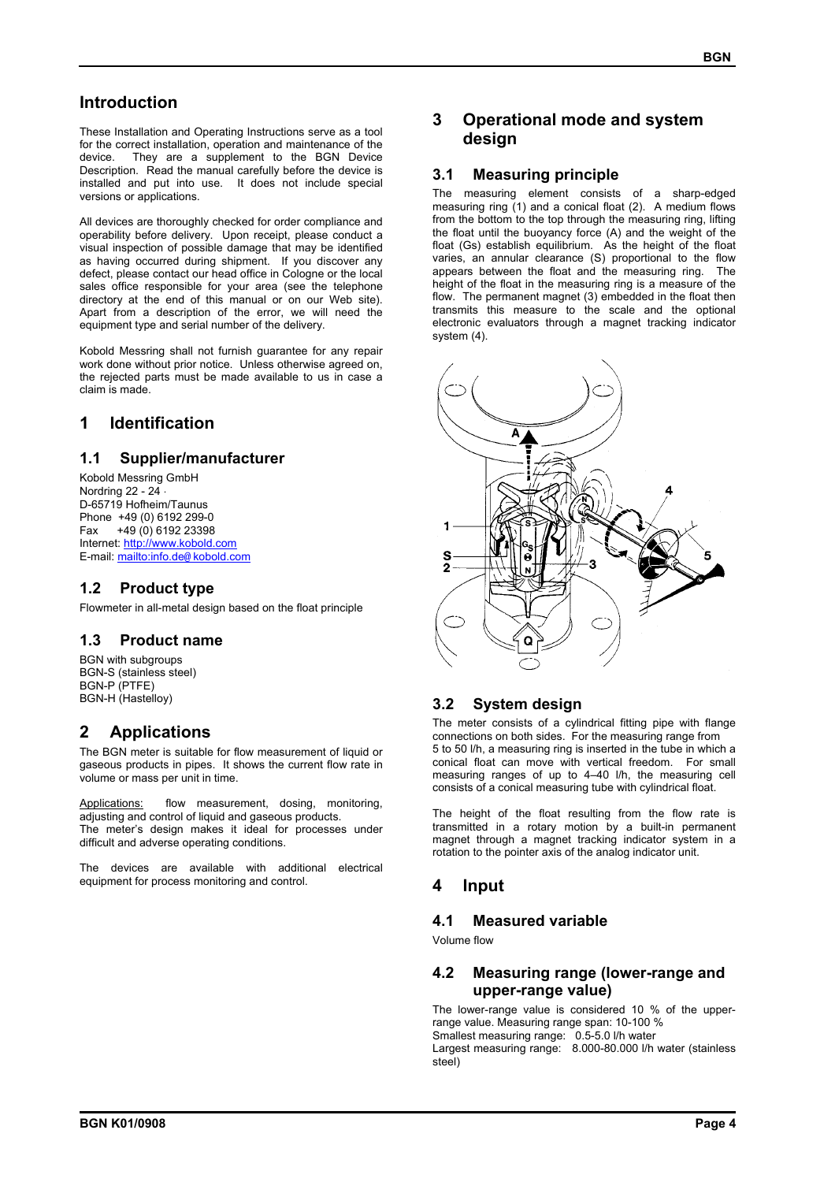## Introduction

These Installation and Operating Instructions serve as a tool for the correct installation, operation and maintenance of the device. They are a supplement to the BGN Device Description. Read the manual carefully before the device is installed and put into use. It does not include special versions or applications.

All devices are thoroughly checked for order compliance and operability before delivery. Upon receipt, please conduct a visual inspection of possible damage that may be identified as having occurred during shipment. If you discover any defect, please contact our head office in Cologne or the local sales office responsible for your area (see the telephone directory at the end of this manual or on our Web site). Apart from a description of the error, we will need the equipment type and serial number of the delivery.

Kobold Messring shall not furnish guarantee for any repair work done without prior notice. Unless otherwise agreed on, the rejected parts must be made available to us in case a claim is made.

# 1 Identification

## 1.1 Supplier/manufacturer

Kobold Messring GmbH
Nordring 22 - 24 ·
D-65719 Hofheim/Taunus
Phone +49 (0) 6192 299-0
Fax +49 (0) 6192 23398
Internet: http://www.kobold.com
E-mail: mailto:info.de@ kobold.com

## 1.2 Product type

Flowmeter in all-metal design based on the float principle

## 1.3 Product name

BGN with subgroups
BGN-S (stainless steel)
BGN-P (PTFE)
BGN-H (Hastelloy)

# 2 Applications

The BGN meter is suitable for flow measurement of liquid or gaseous products in pipes. It shows the current flow rate in volume or mass per unit in time.

Applications: flow measurement, dosing, monitoring, adjusting and control of liquid and gaseous products.
The meter's design makes it ideal for processes under difficult and adverse operating conditions.

The devices are available with additional electrical equipment for process monitoring and control.

# 3 Operational mode and system design

## 3.1 Measuring principle

The measuring element consists of a sharp-edged measuring ring (1) and a conical float (2). A medium flows from the bottom to the top through the measuring ring, lifting the float until the buoyancy force (A) and the weight of the float (Gs) establish equilibrium. As the height of the float varies, an annular clearance (S) proportional to the flow appears between the float and the measuring ring. The height of the float in the measuring ring is a measure of the flow. The permanent magnet (3) embedded in the float then transmits this measure to the scale and the optional electronic evaluators through a magnet tracking indicator system (4).

## 3.2 System design

The meter consists of a cylindrical fitting pipe with flange connections on both sides. For the measuring range from 5 to 50 l/h, a measuring ring is inserted in the tube in which a conical float can move with vertical freedom. For small measuring ranges of up to 4–40 l/h, the measuring cell consists of a conical measuring tube with cylindrical float.

The height of the float resulting from the flow rate is transmitted in a rotary motion by a built-in permanent magnet through a magnet tracking indicator system in a rotation to the pointer axis of the analog indicator unit.

# 4 Input

## 4.1 Measured variable

Volume flow

## 4.2 Measuring range (lower-range and upper-range value)

The lower-range value is considered 10 % of the upper-range value. Measuring range span: 10-100 %
Smallest measuring range: 0.5-5.0 l/h water
Largest measuring range: 8.000-80.000 l/h water (stainless steel)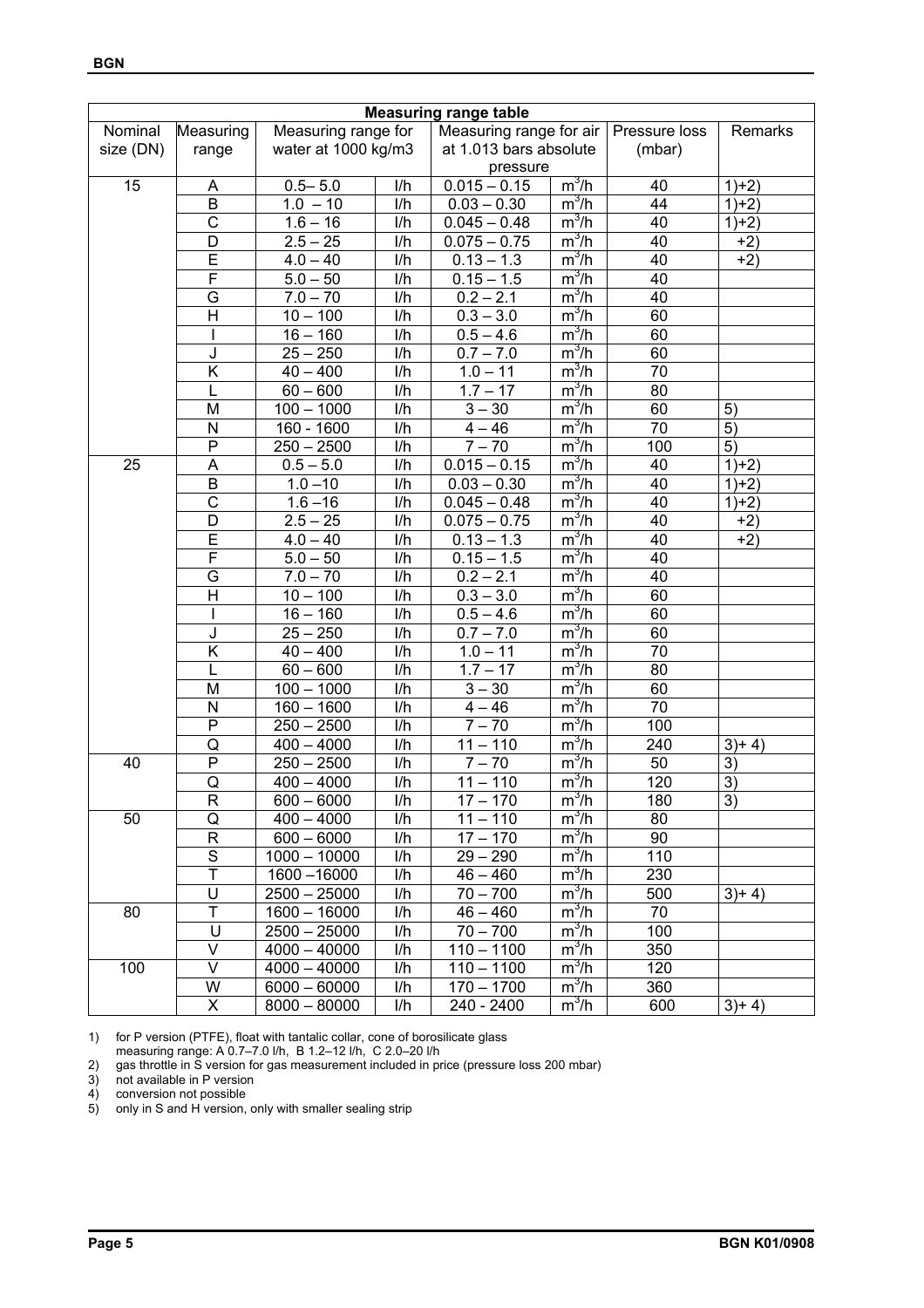| Measuring range table | | | | | | | |
|---|---|---|---|---|---|---|---|
| Nominal size (DN) | Measuring range | Measuring range for water at 1000 kg/m3 | | Measuring range for air at 1.013 bars absolute pressure | | Pressure loss (mbar) | Remarks |
| 15 | A | 0.5– 5.0 | l/h | 0.015 – 0.15 | $m^3/h$ | 40 | 1)+2) |
| | B | 1.0 – 10 | l/h | 0.03 – 0.30 | $m^3/h$ | 44 | 1)+2) |
| | C | 1.6 – 16 | l/h | 0.045 – 0.48 | $m^3/h$ | 40 | 1)+2) |
| | D | 2.5 – 25 | l/h | 0.075 – 0.75 | $m^3/h$ | 40 | +2) |
| | E | 4.0 – 40 | l/h | 0.13 – 1.3 | $m^3/h$ | 40 | +2) |
| | F | 5.0 – 50 | l/h | 0.15 – 1.5 | $m^3/h$ | 40 | |
| | G | 7.0 – 70 | l/h | 0.2 – 2.1 | $m^3/h$ | 40 | |
| | H | 10 – 100 | l/h | 0.3 – 3.0 | $m^3/h$ | 60 | |
| | I | 16 – 160 | l/h | 0.5 – 4.6 | $m^3/h$ | 60 | |
| | J | 25 – 250 | l/h | 0.7 – 7.0 | $m^3/h$ | 60 | |
| | K | 40 – 400 | l/h | 1.0 – 11 | $m^3/h$ | 70 | |
| | L | 60 – 600 | l/h | 1.7 – 17 | $m^3/h$ | 80 | |
| | M | 100 – 1000 | l/h | 3 – 30 | $m^3/h$ | 60 | 5) |
| | N | 160 - 1600 | l/h | 4 – 46 | $m^3/h$ | 70 | 5) |
| | P | 250 – 2500 | l/h | 7 – 70 | $m^3/h$ | 100 | 5) |
| 25 | A | 0.5 – 5.0 | l/h | 0.015 – 0.15 | $m^3/h$ | 40 | 1)+2) |
| | B | 1.0 –10 | l/h | 0.03 – 0.30 | $m^3/h$ | 40 | 1)+2) |
| | C | 1.6 –16 | l/h | 0.045 – 0.48 | $m^3/h$ | 40 | 1)+2) |
| | D | 2.5 – 25 | l/h | 0.075 – 0.75 | $m^3/h$ | 40 | +2) |
| | E | 4.0 – 40 | l/h | 0.13 – 1.3 | $m^3/h$ | 40 | +2) |
| | F | 5.0 – 50 | l/h | 0.15 – 1.5 | $m^3/h$ | 40 | |
| | G | 7.0 – 70 | l/h | 0.2 – 2.1 | $m^3/h$ | 40 | |
| | H | 10 – 100 | l/h | 0.3 – 3.0 | $m^3/h$ | 60 | |
| | I | 16 – 160 | l/h | 0.5 – 4.6 | $m^3/h$ | 60 | |
| | J | 25 – 250 | l/h | 0.7 – 7.0 | $m^3/h$ | 60 | |
| | K | 40 – 400 | l/h | 1.0 – 11 | $m^3/h$ | 70 | |
| | L | 60 – 600 | l/h | 1.7 – 17 | $m^3/h$ | 80 | |
| | M | 100 – 1000 | l/h | 3 – 30 | $m^3/h$ | 60 | |
| | N | 160 – 1600 | l/h | 4 – 46 | $m^3/h$ | 70 | |
| | P | 250 – 2500 | l/h | 7 – 70 | $m^3/h$ | 100 | |
| | Q | 400 – 4000 | l/h | 11 – 110 | $m^3/h$ | 240 | 3)+ 4) |
| 40 | P | 250 – 2500 | l/h | 7 – 70 | $m^3/h$ | 50 | 3) |
| | Q | 400 – 4000 | l/h | 11 – 110 | $m^3/h$ | 120 | 3) |
| | R | 600 – 6000 | l/h | 17 – 170 | $m^3/h$ | 180 | 3) |
| 50 | Q | 400 – 4000 | l/h | 11 – 110 | $m^3/h$ | 80 | |
| | R | 600 – 6000 | l/h | 17 – 170 | $m^3/h$ | 90 | |
| | S | 1000 – 10000 | l/h | 29 – 290 | $m^3/h$ | 110 | |
| | T | 1600 –16000 | l/h | 46 – 460 | $m^3/h$ | 230 | |
| | U | 2500 – 25000 | l/h | 70 – 700 | $m^3/h$ | 500 | 3)+ 4) |
| 80 | T | 1600 – 16000 | l/h | 46 – 460 | $m^3/h$ | 70 | |
| | U | 2500 – 25000 | l/h | 70 – 700 | $m^3/h$ | 100 | |
| | V | 4000 – 40000 | l/h | 110 – 1100 | $m^3/h$ | 350 | |
| 100 | V | 4000 – 40000 | l/h | 110 – 1100 | $m^3/h$ | 120 | |
| | W | 6000 – 60000 | l/h | 170 – 1700 | $m^3/h$ | 360 | |
| | X | 8000 – 80000 | l/h | 240 - 2400 | $m^3/h$ | 600 | 3)+ 4) |

1) for P version (PTFE), float with tantalic collar, cone of borosilicate glass
measuring range: A 0.7–7.0 l/h, B 1.2–12 l/h, C 2.0–20 l/h

2) gas throttle in S version for gas measurement included in price (pressure loss 200 mbar)

3) not available in P version

4) conversion not possible

5) only in S and H version, only with smaller sealing strip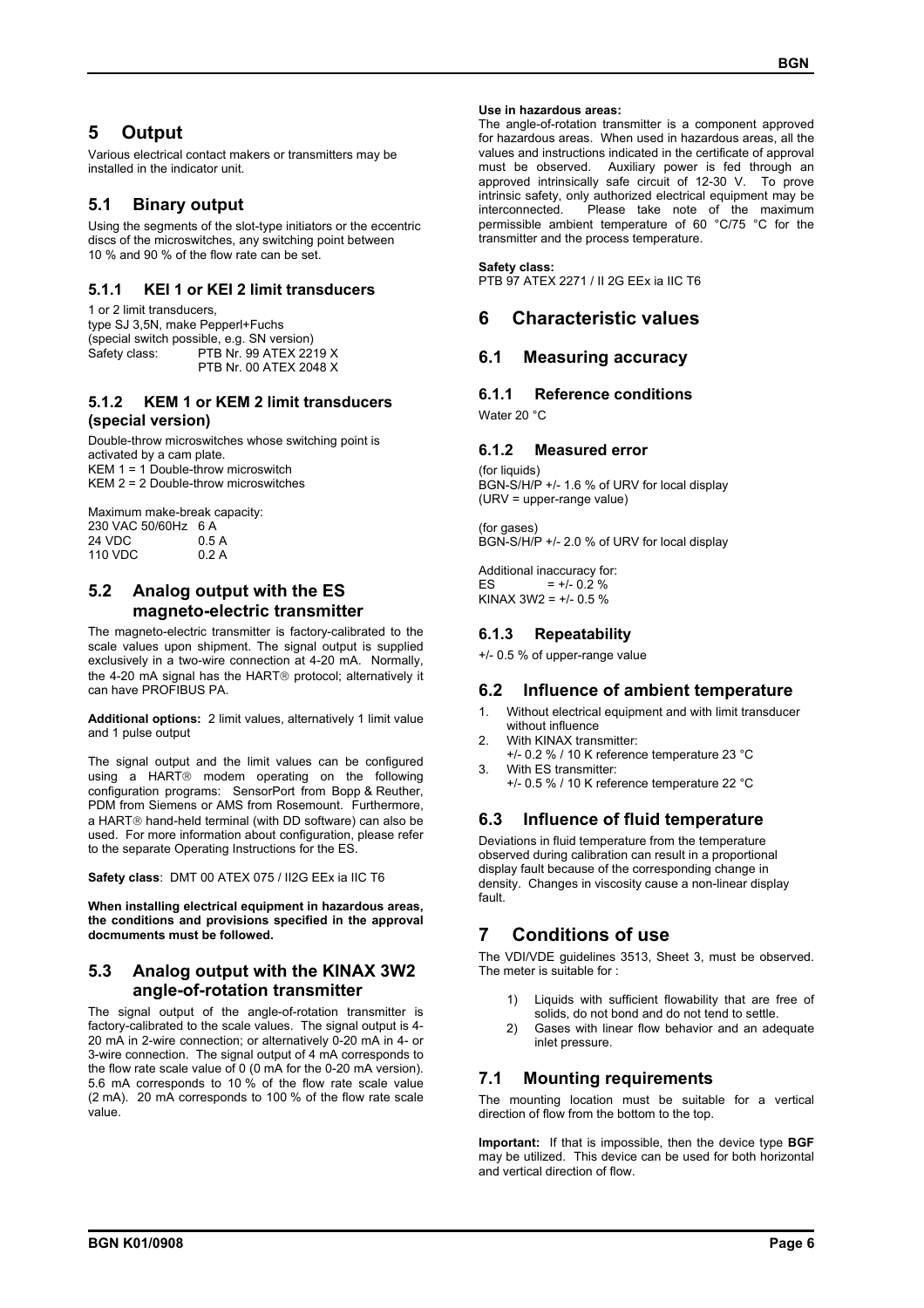# 5 Output

Various electrical contact makers or transmitters may be installed in the indicator unit.

## 5.1 Binary output

Using the segments of the slot-type initiators or the eccentric discs of the microswitches, any switching point between 10 % and 90 % of the flow rate can be set.

### 5.1.1 KEI 1 or KEI 2 limit transducers

1 or 2 limit transducers,
type SJ 3,5N, make Pepperl+Fuchs
(special switch possible, e.g. SN version)
Safety class: PTB Nr. 99 ATEX 2219 X
PTB Nr. 00 ATEX 2048 X

### 5.1.2 KEM 1 or KEM 2 limit transducers (special version)

Double-throw microswitches whose switching point is activated by a cam plate.
KEM 1 = 1 Double-throw microswitch
KEM 2 = 2 Double-throw microswitches

Maximum make-break capacity:

| | |
|---|---|
| 230 VAC 50/60Hz | 6 A |
| 24 VDC | 0.5 A |
| 110 VDC | 0.2 A |

## 5.2 Analog output with the ES magneto-electric transmitter

The magneto-electric transmitter is factory-calibrated to the scale values upon shipment. The signal output is supplied exclusively in a two-wire connection at 4-20 mA. Normally, the 4-20 mA signal has the HART® protocol; alternatively it can have PROFIBUS PA.

**Additional options:** 2 limit values, alternatively 1 limit value and 1 pulse output

The signal output and the limit values can be configured using a HART® modem operating on the following configuration programs: SensorPort from Bopp & Reuther, PDM from Siemens or AMS from Rosemount. Furthermore, a HART® hand-held terminal (with DD software) can also be used. For more information about configuration, please refer to the separate Operating Instructions for the ES.

**Safety class**: DMT 00 ATEX 075 / II2G EEx ia IIC T6

**When installing electrical equipment in hazardous areas, the conditions and provisions specified in the approval docmuments must be followed.**

## 5.3 Analog output with the KINAX 3W2 angle-of-rotation transmitter

The signal output of the angle-of-rotation transmitter is factory-calibrated to the scale values. The signal output is 4-20 mA in 2-wire connection; or alternatively 0-20 mA in 4- or 3-wire connection. The signal output of 4 mA corresponds to the flow rate scale value of 0 (0 mA for the 0-20 mA version). 5.6 mA corresponds to 10 % of the flow rate scale value (2 mA). 20 mA corresponds to 100 % of the flow rate scale value.

**Use in hazardous areas:**
The angle-of-rotation transmitter is a component approved for hazardous areas. When used in hazardous areas, all the values and instructions indicated in the certificate of approval must be observed. Auxiliary power is fed through an approved intrinsically safe circuit of 12-30 V. To prove intrinsic safety, only authorized electrical equipment may be interconnected. Please take note of the maximum permissible ambient temperature of 60 °C/75 °C for the transmitter and the process temperature.

**Safety class:**
PTB 97 ATEX 2271 / II 2G EEx ia IIC T6

# 6 Characteristic values

## 6.1 Measuring accuracy

### 6.1.1 Reference conditions

Water 20 °C

### 6.1.2 Measured error

(for liquids)
BGN-S/H/P +/- 1.6 % of URV for local display
(URV = upper-range value)

(for gases)
BGN-S/H/P +/- 2.0 % of URV for local display

Additional inaccuracy for:
ES = +/- 0.2 %
KINAX 3W2 = +/- 0.5 %

### 6.1.3 Repeatability

+/- 0.5 % of upper-range value

## 6.2 Influence of ambient temperature

1. Without electrical equipment and with limit transducer without influence
2. With KINAX transmitter:
   +/- 0.2 % / 10 K reference temperature 23 °C
3. With ES transmitter:
   +/- 0.5 % / 10 K reference temperature 22 °C

## 6.3 Influence of fluid temperature

Deviations in fluid temperature from the temperature observed during calibration can result in a proportional display fault because of the corresponding change in density. Changes in viscosity cause a non-linear display fault.

# 7 Conditions of use

The VDI/VDE guidelines 3513, Sheet 3, must be observed. The meter is suitable for :

1) Liquids with sufficient flowability that are free of solids, do not bond and do not tend to settle.
2) Gases with linear flow behavior and an adequate inlet pressure.

## 7.1 Mounting requirements

The mounting location must be suitable for a vertical direction of flow from the bottom to the top.

**Important:** If that is impossible, then the device type **BGF** may be utilized. This device can be used for both horizontal and vertical direction of flow.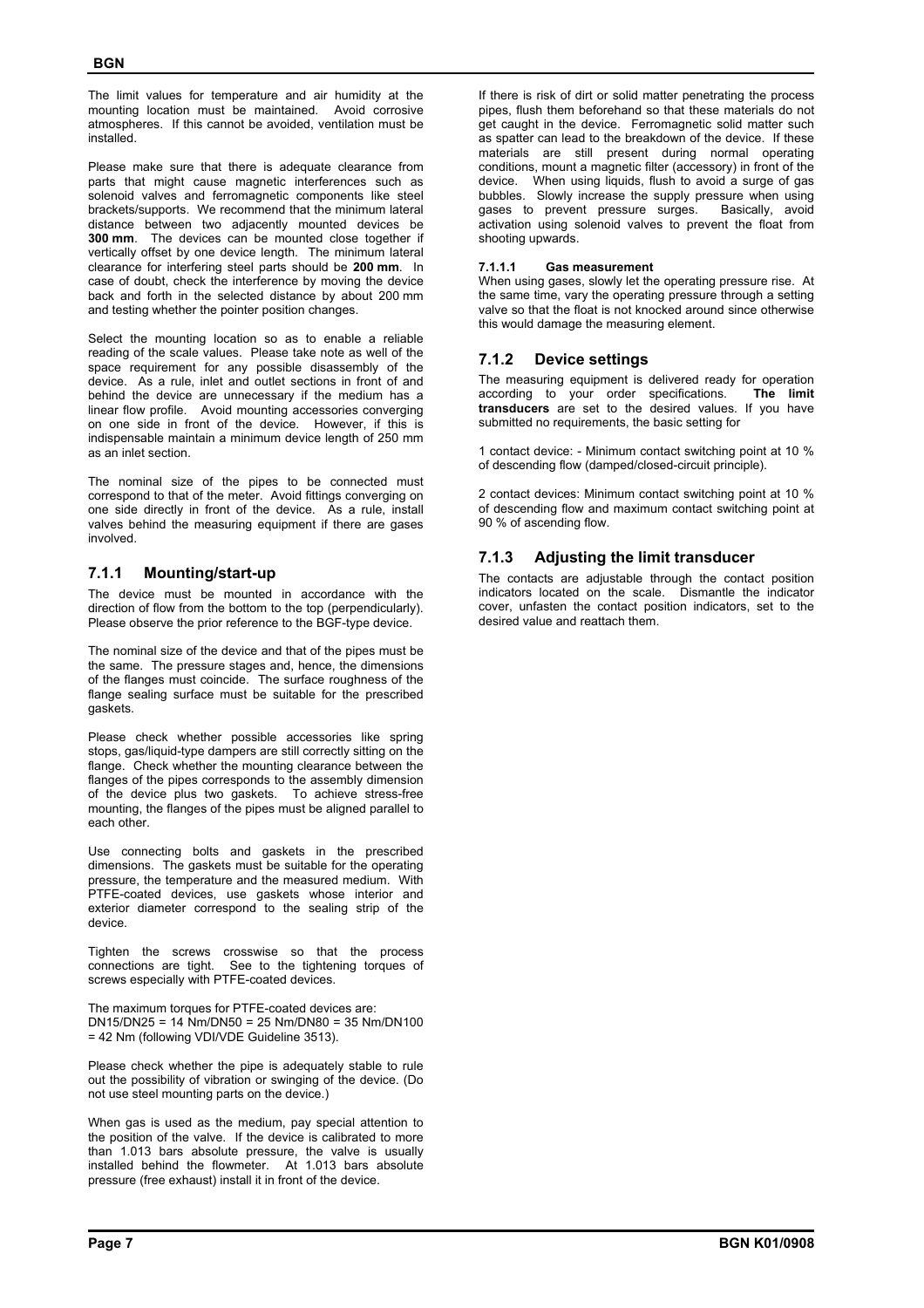The limit values for temperature and air humidity at the mounting location must be maintained. Avoid corrosive atmospheres. If this cannot be avoided, ventilation must be installed.

Please make sure that there is adequate clearance from parts that might cause magnetic interferences such as solenoid valves and ferromagnetic components like steel brackets/supports. We recommend that the minimum lateral distance between two adjacently mounted devices be **300 mm**. The devices can be mounted close together if vertically offset by one device length. The minimum lateral clearance for interfering steel parts should be **200 mm**. In case of doubt, check the interference by moving the device back and forth in the selected distance by about 200 mm and testing whether the pointer position changes.

Select the mounting location so as to enable a reliable reading of the scale values. Please take note as well of the space requirement for any possible disassembly of the device. As a rule, inlet and outlet sections in front of and behind the device are unnecessary if the medium has a linear flow profile. Avoid mounting accessories converging on one side in front of the device. However, if this is indispensable maintain a minimum device length of 250 mm as an inlet section.

The nominal size of the pipes to be connected must correspond to that of the meter. Avoid fittings converging on one side directly in front of the device. As a rule, install valves behind the measuring equipment if there are gases involved.

### 7.1.1 Mounting/start-up

The device must be mounted in accordance with the direction of flow from the bottom to the top (perpendicularly). Please observe the prior reference to the BGF-type device.

The nominal size of the device and that of the pipes must be the same. The pressure stages and, hence, the dimensions of the flanges must coincide. The surface roughness of the flange sealing surface must be suitable for the prescribed gaskets.

Please check whether possible accessories like spring stops, gas/liquid-type dampers are still correctly sitting on the flange. Check whether the mounting clearance between the flanges of the pipes corresponds to the assembly dimension of the device plus two gaskets. To achieve stress-free mounting, the flanges of the pipes must be aligned parallel to each other.

Use connecting bolts and gaskets in the prescribed dimensions. The gaskets must be suitable for the operating pressure, the temperature and the measured medium. With PTFE-coated devices, use gaskets whose interior and exterior diameter correspond to the sealing strip of the device.

Tighten the screws crosswise so that the process connections are tight. See to the tightening torques of screws especially with PTFE-coated devices.

The maximum torques for PTFE-coated devices are:
DN15/DN25 = 14 Nm/DN50 = 25 Nm/DN80 = 35 Nm/DN100 = 42 Nm (following VDI/VDE Guideline 3513).

Please check whether the pipe is adequately stable to rule out the possibility of vibration or swinging of the device. (Do not use steel mounting parts on the device.)

When gas is used as the medium, pay special attention to the position of the valve. If the device is calibrated to more than 1.013 bars absolute pressure, the valve is usually installed behind the flowmeter. At 1.013 bars absolute pressure (free exhaust) install it in front of the device.

If there is risk of dirt or solid matter penetrating the process pipes, flush them beforehand so that these materials do not get caught in the device. Ferromagnetic solid matter such as spatter can lead to the breakdown of the device. If these materials are still present during normal operating conditions, mount a magnetic filter (accessory) in front of the device. When using liquids, flush to avoid a surge of gas bubbles. Slowly increase the supply pressure when using gases to prevent pressure surges. Basically, avoid activation using solenoid valves to prevent the float from shooting upwards.

#### 7.1.1.1 Gas measurement

When using gases, slowly let the operating pressure rise. At the same time, vary the operating pressure through a setting valve so that the float is not knocked around since otherwise this would damage the measuring element.

### 7.1.2 Device settings

The measuring equipment is delivered ready for operation according to your order specifications. **The limit transducers** are set to the desired values. If you have submitted no requirements, the basic setting for

1 contact device: - Minimum contact switching point at 10 % of descending flow (damped/closed-circuit principle).

2 contact devices: Minimum contact switching point at 10 % of descending flow and maximum contact switching point at 90 % of ascending flow.

### 7.1.3 Adjusting the limit transducer

The contacts are adjustable through the contact position indicators located on the scale. Dismantle the indicator cover, unfasten the contact position indicators, set to the desired value and reattach them.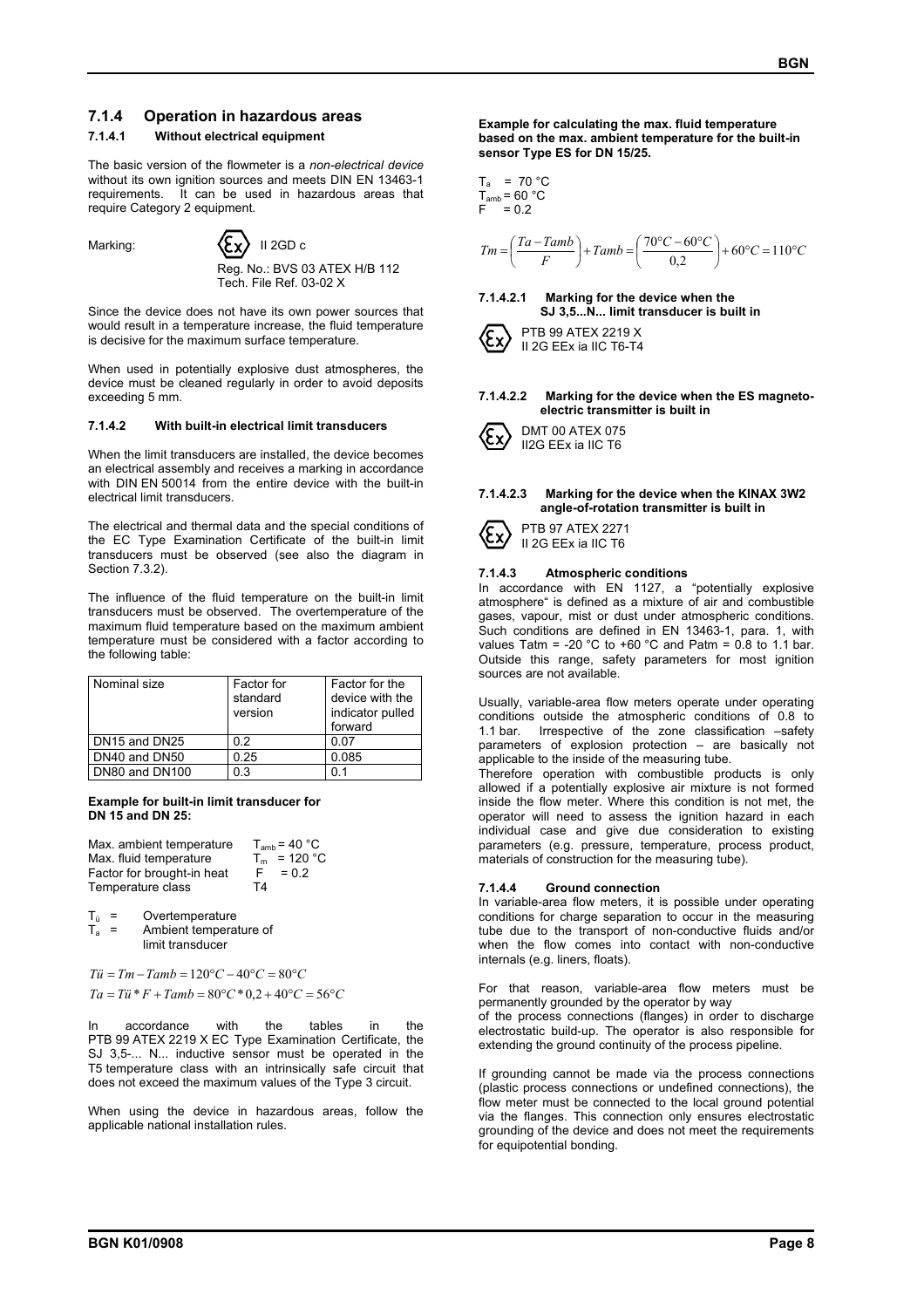## 7.1.4 Operation in hazardous areas

### 7.1.4.1 Without electrical equipment

The basic version of the flowmeter is a *non-electrical device* without its own ignition sources and meets DIN EN 13463-1 requirements. It can be used in hazardous areas that require Category 2 equipment.

Marking: Ex II 2GD c

Reg. No.: BVS 03 ATEX H/B 112
Tech. File Ref. 03-02 X

Since the device does not have its own power sources that would result in a temperature increase, the fluid temperature is decisive for the maximum surface temperature.

When used in potentially explosive dust atmospheres, the device must be cleaned regularly in order to avoid deposits exceeding 5 mm.

### 7.1.4.2 With built-in electrical limit transducers

When the limit transducers are installed, the device becomes an electrical assembly and receives a marking in accordance with DIN EN 50014 from the entire device with the built-in electrical limit transducers.

The electrical and thermal data and the special conditions of the EC Type Examination Certificate of the built-in limit transducers must be observed (see also the diagram in Section 7.3.2).

The influence of the fluid temperature on the built-in limit transducers must be observed. The overtemperature of the maximum fluid temperature based on the maximum ambient temperature must be considered with a factor according to the following table:

| Nominal size | Factor for standard version | Factor for the device with the indicator pulled forward |
|---|---|---|
| DN15 and DN25 | 0.2 | 0.07 |
| DN40 and DN50 | 0.25 | 0.085 |
| DN80 and DN100 | 0.3 | 0.1 |

**Example for built-in limit transducer for DN 15 and DN 25:**

| | |
|---|---|
| Max. ambient temperature | $T_{amb}$ = 40 °C |
| Max. fluid temperature | $T_m$ = 120 °C |
| Factor for brought-in heat | F = 0.2 |
| Temperature class | T4 |

$T_ü$ = Overtemperature
$T_a$ = Ambient temperature of limit transducer

$$Tü = Tm - Tamb = 120°C - 40°C = 80°C$$

$$Ta = Tü * F + Tamb = 80°C * 0{,}2 + 40°C = 56°C$$

In accordance with the tables in the PTB 99 ATEX 2219 X EC Type Examination Certificate, the SJ 3,5-... N... inductive sensor must be operated in the T5 temperature class with an intrinsically safe circuit that does not exceed the maximum values of the Type 3 circuit.

When using the device in hazardous areas, follow the applicable national installation rules.

**Example for calculating the max. fluid temperature based on the max. ambient temperature for the built-in sensor Type ES for DN 15/25.**

$T_a$ = 70 °C
$T_{amb}$ = 60 °C
F = 0.2

$$Tm = \left(\frac{Ta - Tamb}{F}\right) + Tamb = \left(\frac{70°C - 60°C}{0{,}2}\right) + 60°C = 110°C$$

#### 7.1.4.2.1 Marking for the device when the SJ 3,5...N... limit transducer is built in

Ex PTB 99 ATEX 2219 X
II 2G EEx ia IIC T6-T4

#### 7.1.4.2.2 Marking for the device when the ES magneto-electric transmitter is built in

Ex DMT 00 ATEX 075
II2G EEx ia IIC T6

#### 7.1.4.2.3 Marking for the device when the KINAX 3W2 angle-of-rotation transmitter is built in

Ex PTB 97 ATEX 2271
II 2G EEx ia IIC T6

### 7.1.4.3 Atmospheric conditions

In accordance with EN 1127, a "potentially explosive atmosphere" is defined as a mixture of air and combustible gases, vapour, mist or dust under atmospheric conditions. Such conditions are defined in EN 13463-1, para. 1, with values Tatm = -20 °C to +60 °C and Patm = 0.8 to 1.1 bar. Outside this range, safety parameters for most ignition sources are not available.

Usually, variable-area flow meters operate under operating conditions outside the atmospheric conditions of 0.8 to 1.1 bar. Irrespective of the zone classification –safety parameters of explosion protection – are basically not applicable to the inside of the measuring tube.
Therefore operation with combustible products is only allowed if a potentially explosive air mixture is not formed inside the flow meter. Where this condition is not met, the operator will need to assess the ignition hazard in each individual case and give due consideration to existing parameters (e.g. pressure, temperature, process product, materials of construction for the measuring tube).

### 7.1.4.4 Ground connection

In variable-area flow meters, it is possible under operating conditions for charge separation to occur in the measuring tube due to the transport of non-conductive fluids and/or when the flow comes into contact with non-conductive internals (e.g. liners, floats).

For that reason, variable-area flow meters must be permanently grounded by the operator by way
of the process connections (flanges) in order to discharge electrostatic build-up. The operator is also responsible for extending the ground continuity of the process pipeline.

If grounding cannot be made via the process connections (plastic process connections or undefined connections), the flow meter must be connected to the local ground potential via the flanges. This connection only ensures electrostatic grounding of the device and does not meet the requirements for equipotential bonding.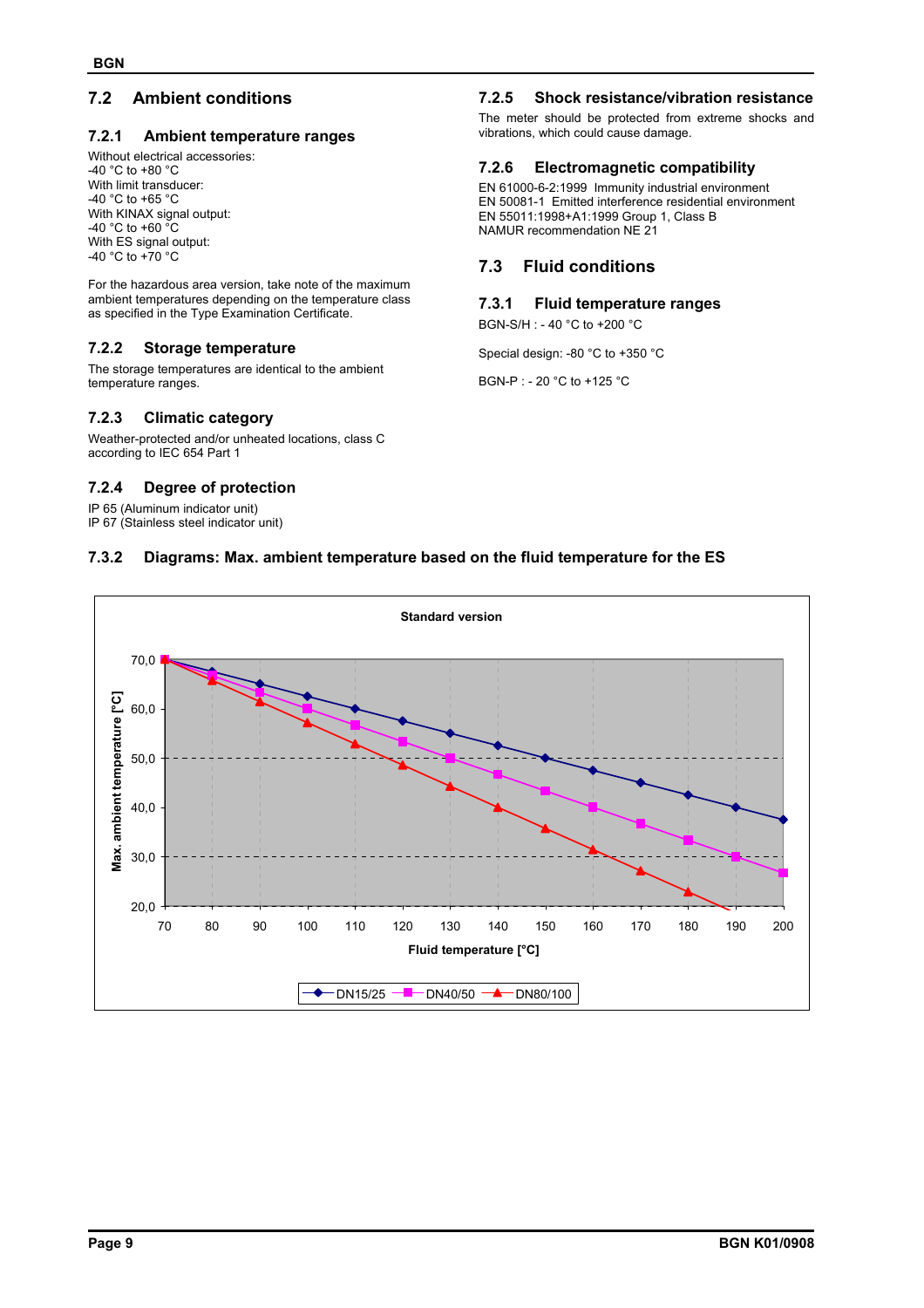## 7.2 Ambient conditions

### 7.2.1 Ambient temperature ranges

Without electrical accessories:
-40 °C to +80 °C
With limit transducer:
-40 °C to +65 °C
With KINAX signal output:
-40 °C to +60 °C
With ES signal output:
-40 °C to +70 °C

For the hazardous area version, take note of the maximum ambient temperatures depending on the temperature class as specified in the Type Examination Certificate.

### 7.2.2 Storage temperature

The storage temperatures are identical to the ambient temperature ranges.

### 7.2.3 Climatic category

Weather-protected and/or unheated locations, class C according to IEC 654 Part 1

### 7.2.4 Degree of protection

IP 65 (Aluminum indicator unit)
IP 67 (Stainless steel indicator unit)

### 7.2.5 Shock resistance/vibration resistance

The meter should be protected from extreme shocks and vibrations, which could cause damage.

### 7.2.6 Electromagnetic compatibility

EN 61000-6-2:1999 Immunity industrial environment
EN 50081-1 Emitted interference residential environment
EN 55011:1998+A1:1999 Group 1, Class B
NAMUR recommendation NE 21

## 7.3 Fluid conditions

### 7.3.1 Fluid temperature ranges

BGN-S/H : - 40 °C to +200 °C

Special design: -80 °C to +350 °C

BGN-P : - 20 °C to +125 °C

### 7.3.2 Diagrams: Max. ambient temperature based on the fluid temperature for the ES

**Standard version**

Max. ambient temperature [°C] vs. Fluid temperature [°C] (70–200 °C); curves: DN15/25, DN40/50, DN80/100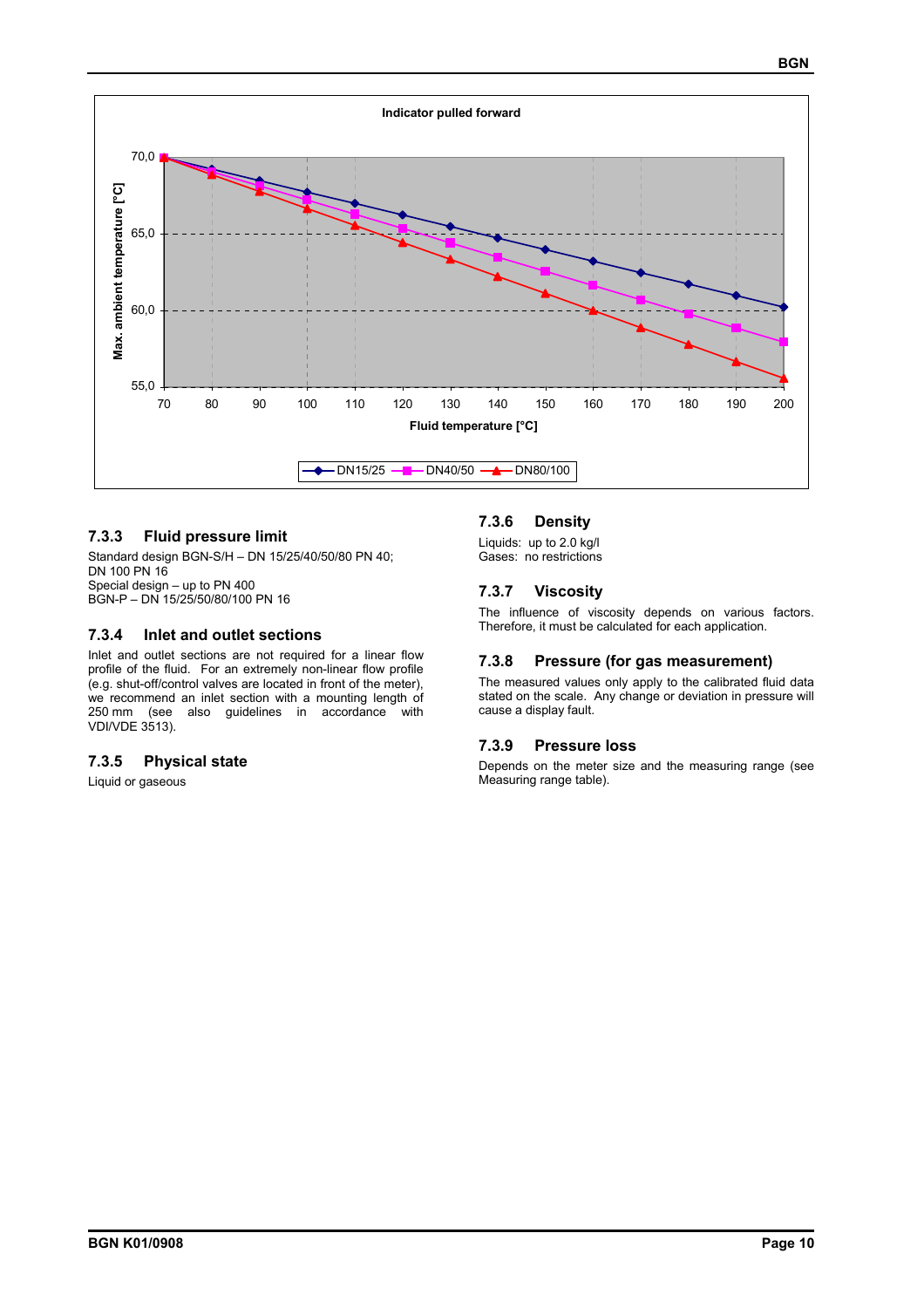**Indicator pulled forward**

Max. ambient temperature [°C] vs. Fluid temperature [°C] — DN15/25, DN40/50, DN80/100

### 7.3.3 Fluid pressure limit

Standard design BGN-S/H – DN 15/25/40/50/80 PN 40;
DN 100 PN 16
Special design – up to PN 400
BGN-P – DN 15/25/50/80/100 PN 16

### 7.3.4 Inlet and outlet sections

Inlet and outlet sections are not required for a linear flow profile of the fluid. For an extremely non-linear flow profile (e.g. shut-off/control valves are located in front of the meter), we recommend an inlet section with a mounting length of 250 mm (see also guidelines in accordance with VDI/VDE 3513).

### 7.3.5 Physical state

Liquid or gaseous

### 7.3.6 Density

Liquids: up to 2.0 kg/l
Gases: no restrictions

### 7.3.7 Viscosity

The influence of viscosity depends on various factors. Therefore, it must be calculated for each application.

### 7.3.8 Pressure (for gas measurement)

The measured values only apply to the calibrated fluid data stated on the scale. Any change or deviation in pressure will cause a display fault.

### 7.3.9 Pressure loss

Depends on the meter size and the measuring range (see Measuring range table).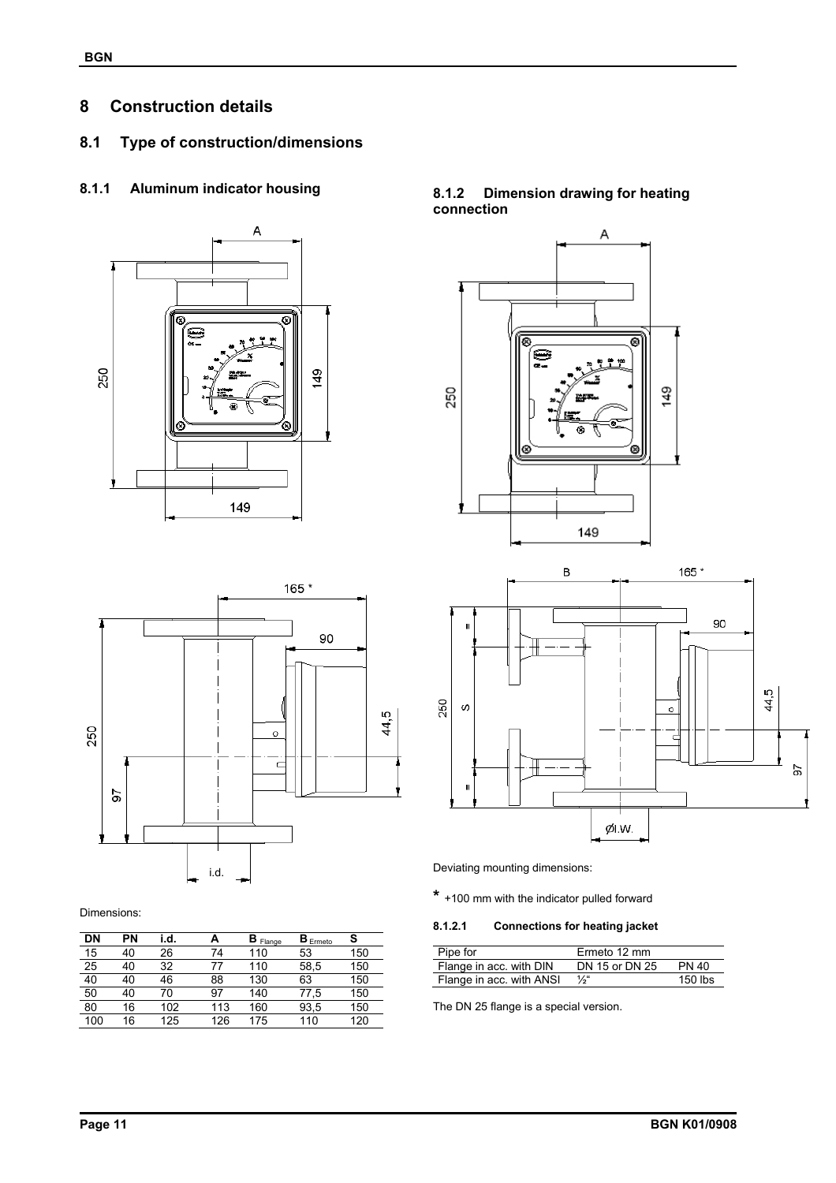## 8 Construction details

### 8.1 Type of construction/dimensions

#### 8.1.1 Aluminum indicator housing

Dimensions:

| DN | PN | i.d. | A | B Flange | B Ermeto | S |
|---|---|---|---|---|---|---|
| 15 | 40 | 26 | 74 | 110 | 53 | 150 |
| 25 | 40 | 32 | 77 | 110 | 58,5 | 150 |
| 40 | 40 | 46 | 88 | 130 | 63 | 150 |
| 50 | 40 | 70 | 97 | 140 | 77,5 | 150 |
| 80 | 16 | 102 | 113 | 160 | 93,5 | 150 |
| 100 | 16 | 125 | 126 | 175 | 110 | 120 |

#### 8.1.2 Dimension drawing for heating connection

Deviating mounting dimensions:

* +100 mm with the indicator pulled forward

##### 8.1.2.1 Connections for heating jacket

| Pipe for | Ermeto 12 mm | |
|---|---|---|
| Flange in acc. with DIN | DN 15 or DN 25 | PN 40 |
| Flange in acc. with ANSI | ½“ | 150 lbs |

The DN 25 flange is a special version.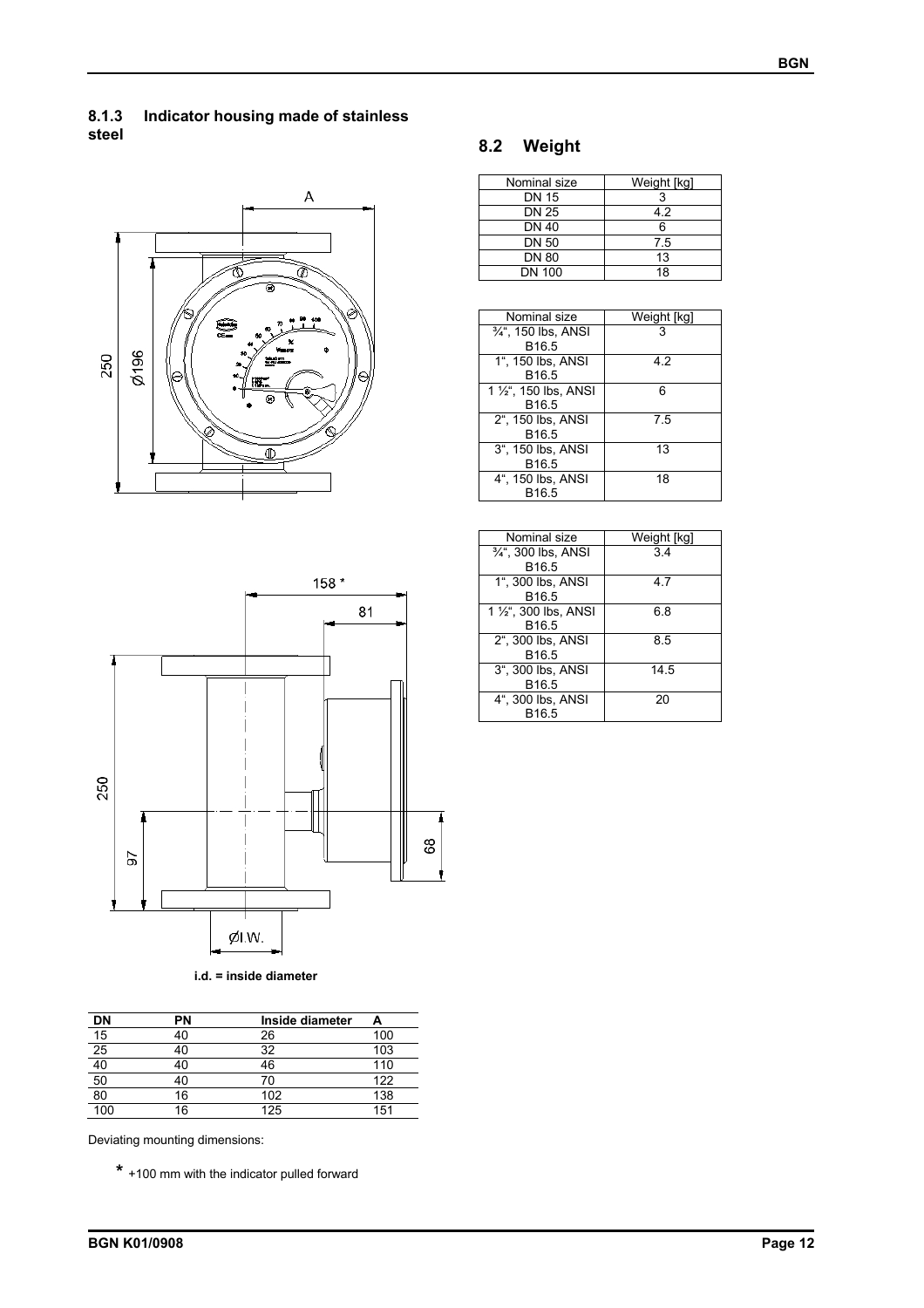### 8.1.3 Indicator housing made of stainless steel

i.d. = inside diameter

| DN | PN | Inside diameter | A |
|---|---|---|---|
| 15 | 40 | 26 | 100 |
| 25 | 40 | 32 | 103 |
| 40 | 40 | 46 | 110 |
| 50 | 40 | 70 | 122 |
| 80 | 16 | 102 | 138 |
| 100 | 16 | 125 | 151 |

Deviating mounting dimensions:

* +100 mm with the indicator pulled forward

## 8.2 Weight

| Nominal size | Weight [kg] |
|---|---|
| DN 15 | 3 |
| DN 25 | 4.2 |
| DN 40 | 6 |
| DN 50 | 7.5 |
| DN 80 | 13 |
| DN 100 | 18 |

| Nominal size | Weight [kg] |
|---|---|
| ¾", 150 lbs, ANSI B16.5 | 3 |
| 1", 150 lbs, ANSI B16.5 | 4.2 |
| 1 ½", 150 lbs, ANSI B16.5 | 6 |
| 2", 150 lbs, ANSI B16.5 | 7.5 |
| 3", 150 lbs, ANSI B16.5 | 13 |
| 4", 150 lbs, ANSI B16.5 | 18 |

| Nominal size | Weight [kg] |
|---|---|
| ¾", 300 lbs, ANSI B16.5 | 3.4 |
| 1", 300 lbs, ANSI B16.5 | 4.7 |
| 1 ½", 300 lbs, ANSI B16.5 | 6.8 |
| 2", 300 lbs, ANSI B16.5 | 8.5 |
| 3", 300 lbs, ANSI B16.5 | 14.5 |
| 4", 300 lbs, ANSI B16.5 | 20 |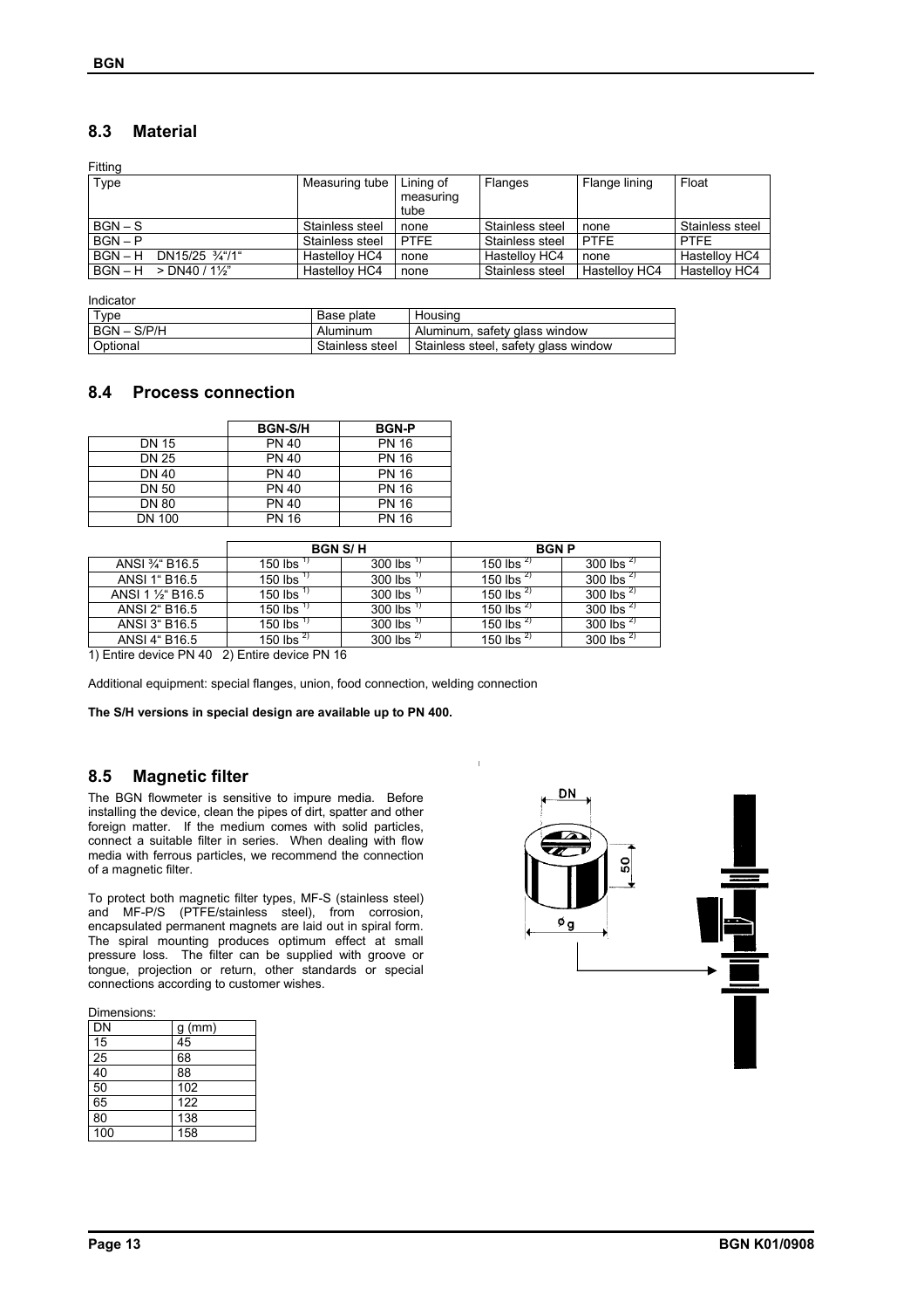## 8.3 Material

Fitting

| Type | Measuring tube | Lining of measuring tube | Flanges | Flange lining | Float |
|---|---|---|---|---|---|
| BGN – S | Stainless steel | none | Stainless steel | none | Stainless steel |
| BGN – P | Stainless steel | PTFE | Stainless steel | PTFE | PTFE |
| BGN – H DN15/25 ¾"/1" | Hastelloy HC4 | none | Hastelloy HC4 | none | Hastelloy HC4 |
| BGN – H > DN40 / 1½" | Hastelloy HC4 | none | Stainless steel | Hastelloy HC4 | Hastelloy HC4 |

Indicator

| Type | Base plate | Housing |
|---|---|---|
| BGN – S/P/H | Aluminum | Aluminum, safety glass window |
| Optional | Stainless steel | Stainless steel, safety glass window |

## 8.4 Process connection

| | BGN-S/H | BGN-P |
|---|---|---|
| DN 15 | PN 40 | PN 16 |
| DN 25 | PN 40 | PN 16 |
| DN 40 | PN 40 | PN 16 |
| DN 50 | PN 40 | PN 16 |
| DN 80 | PN 40 | PN 16 |
| DN 100 | PN 16 | PN 16 |

| | BGN S/ H | | BGN P | |
|---|---|---|---|---|
| ANSI ¾" B16.5 | 150 lbs 1) | 300 lbs 1) | 150 lbs 2) | 300 lbs 2) |
| ANSI 1" B16.5 | 150 lbs 1) | 300 lbs 1) | 150 lbs 2) | 300 lbs 2) |
| ANSI 1 ½" B16.5 | 150 lbs 1) | 300 lbs 1) | 150 lbs 2) | 300 lbs 2) |
| ANSI 2" B16.5 | 150 lbs 1) | 300 lbs 1) | 150 lbs 2) | 300 lbs 2) |
| ANSI 3" B16.5 | 150 lbs 1) | 300 lbs 1) | 150 lbs 2) | 300 lbs 2) |
| ANSI 4" B16.5 | 150 lbs 2) | 300 lbs 2) | 150 lbs 2) | 300 lbs 2) |

1) Entire device PN 40 2) Entire device PN 16

Additional equipment: special flanges, union, food connection, welding connection

**The S/H versions in special design are available up to PN 400.**

## 8.5 Magnetic filter

The BGN flowmeter is sensitive to impure media. Before installing the device, clean the pipes of dirt, spatter and other foreign matter. If the medium comes with solid particles, connect a suitable filter in series. When dealing with flow media with ferrous particles, we recommend the connection of a magnetic filter.

To protect both magnetic filter types, MF-S (stainless steel) and MF-P/S (PTFE/stainless steel), from corrosion, encapsulated permanent magnets are laid out in spiral form. The spiral mounting produces optimum effect at small pressure loss. The filter can be supplied with groove or tongue, projection or return, other standards or special connections according to customer wishes.

Dimensions:

| DN | g (mm) |
|---|---|
| 15 | 45 |
| 25 | 68 |
| 40 | 88 |
| 50 | 102 |
| 65 | 122 |
| 80 | 138 |
| 100 | 158 |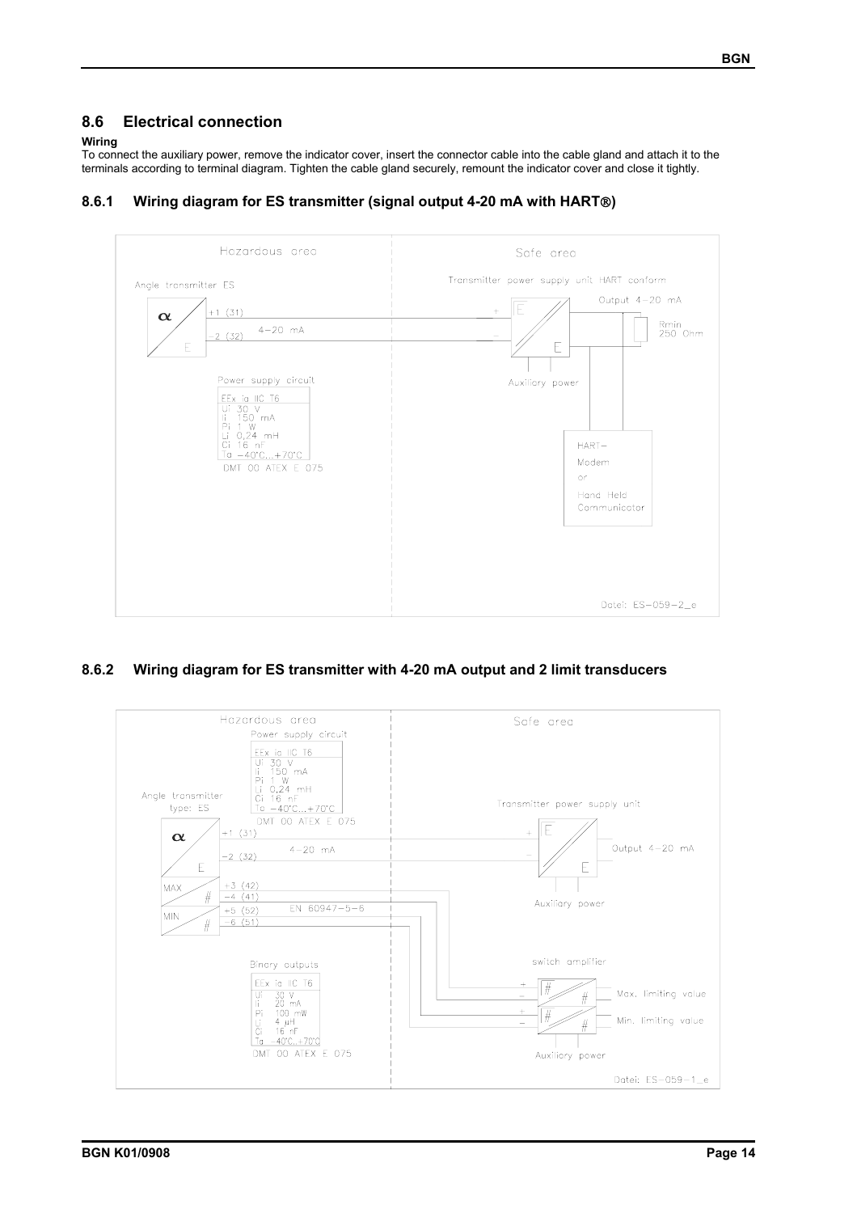## 8.6 Electrical connection

**Wiring**

To connect the auxiliary power, remove the indicator cover, insert the connector cable into the cable gland and attach it to the terminals according to terminal diagram. Tighten the cable gland securely, remount the indicator cover and close it tightly.

### 8.6.1 Wiring diagram for ES transmitter (signal output 4-20 mA with HART®)

Hazardous area

Safe area

Angle transmitter ES

+1 (31)

-2 (32)

4-20 mA

Transmitter power supply unit HART conform

Output 4-20 mA

Rmin 250 Ohm

Auxiliary power

Power supply circuit

EEx ia IIC T6
Ui 30 V
Ii 150 mA
Pi 1 W
Li 0,24 mH
Ci 16 nF
Ta -40°C...+70°C

DMT 00 ATEX E 075

HART-Modem or Hand Held Communicator

Datei: ES-059-2_e

### 8.6.2 Wiring diagram for ES transmitter with 4-20 mA output and 2 limit transducers

Hazardous area

Power supply circuit

EEx ia IIC T6
Ui 30 V
Ii 150 mA
Pi 1 W
Li 0,24 mH
Ci 16 nF
Ta -40°C...+70°C

DMT 00 ATEX E 075

Angle transmitter type: ES

+1 (31)

-2 (32)

4-20 mA

MAX

+3 (42)

-4 (41)

MIN

+5 (52)

-6 (51)

EN 60947-5-6

Safe area

Transmitter power supply unit

Output 4-20 mA

Auxiliary power

Binary outputs

EEx ia IIC T6
Ui 30 V
Ii 20 mA
Pi 100 mW
Li 4 µH
Ci 16 nF
Ta -40°C..+70°C

DMT 00 ATEX E 075

switch amplifier

Max. limiting value

Min. limiting value

Auxiliary power

Datei: ES-059-1_e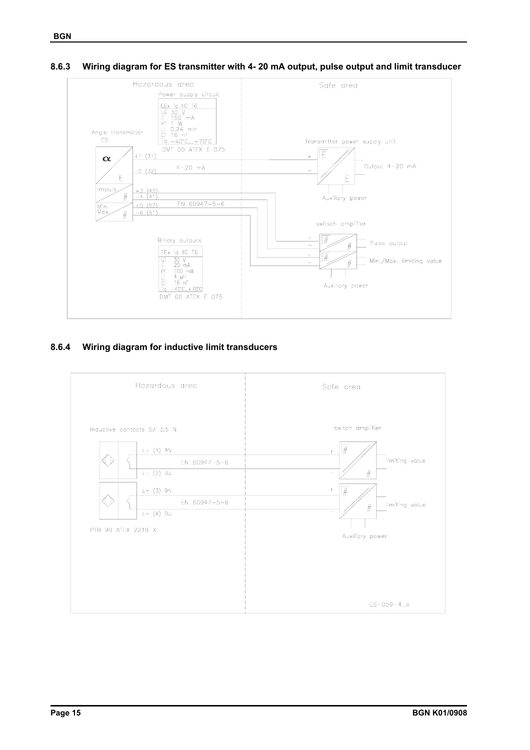### 8.6.3 Wiring diagram for ES transmitter with 4- 20 mA output, pulse output and limit transducer

Hazardous area

Safe area

Power supply circuit

EEx ia IIC T6
Ui 30 V
Ii 150 mA
Pi 1 W
Li 0,24 mH
Ci 16 nF
Ta −40°C...+70°C
DMT 00 ATEX E 075

Angle transmitter ES

α

E

Impuls #

Min Max #

+1 (31)

−2 (32)

4−20 mA

+3 (42)
−4 (41)
+5 (52)
−6 (51)

EN 60947−5−6

Transmitter power supply unit

Output 4−20 mA

Auxiliary power

switsch amplifier

Pulse output

Min./Max. limiting value

Auxiliary power

Binary outputs

EEx ia IIC T6
Ui 30 V
Ii 20 mA
Pi 100 mW
Li 4 µH
Ci 16 nF
Ta −40°C...+70°C
DMT 00 ATEX E 075

### 8.6.4 Wiring diagram for inductive limit transducers

Hazardous area

Safe area

Inductive contacts SJ 3,5 N

L+ (1) BN
EN 60947−5−6
L− (2) BU

L+ (3) BN
EN 60947−5−6
L− (4) BU

PTB 99 ATEX 2219 X

switch amplifier

limiting value

limiting value

Auxiliary power

ES−059−4_e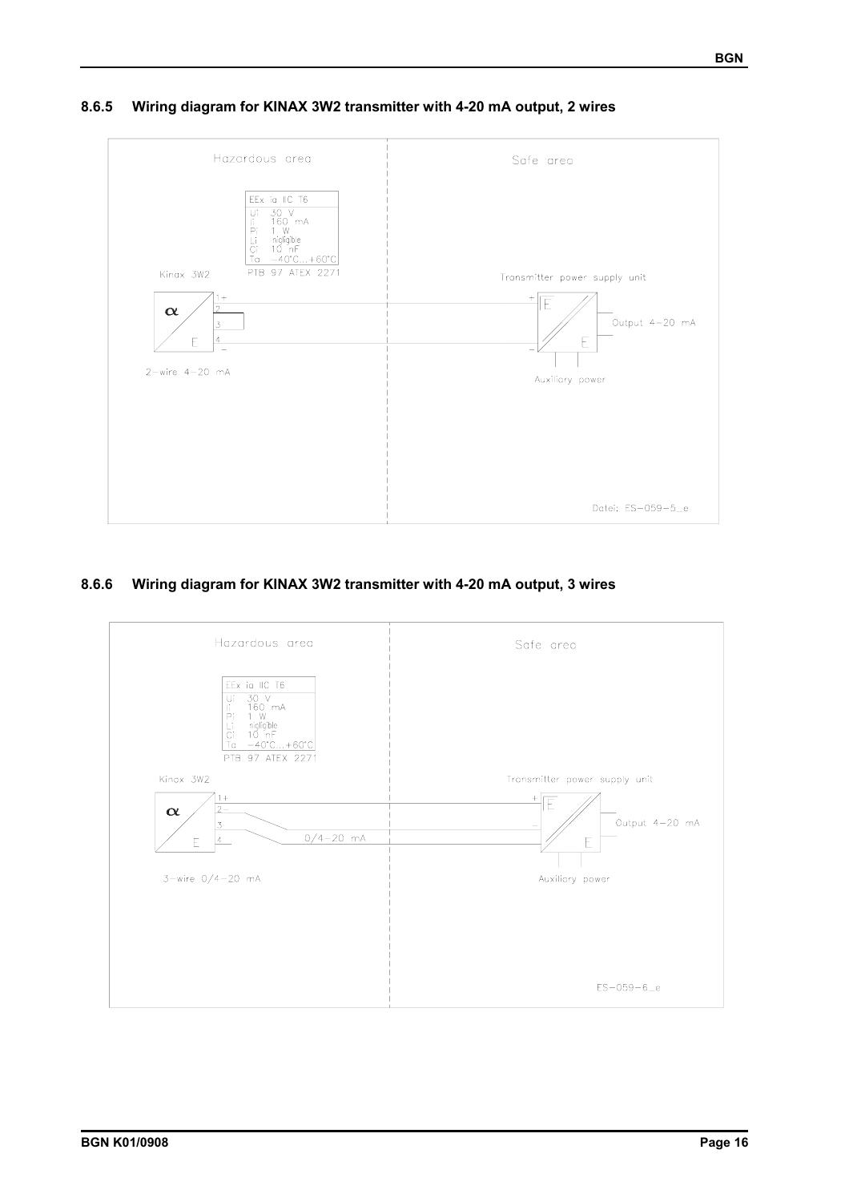### 8.6.5 Wiring diagram for KINAX 3W2 transmitter with 4-20 mA output, 2 wires

Hazardous area

Safe area

EEx ia IIC T6
Ui 30 V
Ii 160 mA
Pi 1 W
Li nigligble
Ci 10 nF
Ta −40°C...+60°C
PTB 97 ATEX 2271

Kinax 3W2

Transmitter power supply unit

Output 4−20 mA

2-wire 4−20 mA

Auxiliary power

Datei: ES−059−5_e

### 8.6.6 Wiring diagram for KINAX 3W2 transmitter with 4-20 mA output, 3 wires

Hazardous area

Safe area

EEx ia IIC T6
Ui 30 V
Ii 160 mA
Pi 1 W
Li nigligble
Ci 10 nF
Ta −40°C...+60°C
PTB 97 ATEX 2271

Kinax 3W2

Transmitter power supply unit

0/4−20 mA

Output 4−20 mA

3-wire 0/4−20 mA

Auxiliary power

ES−059−6_e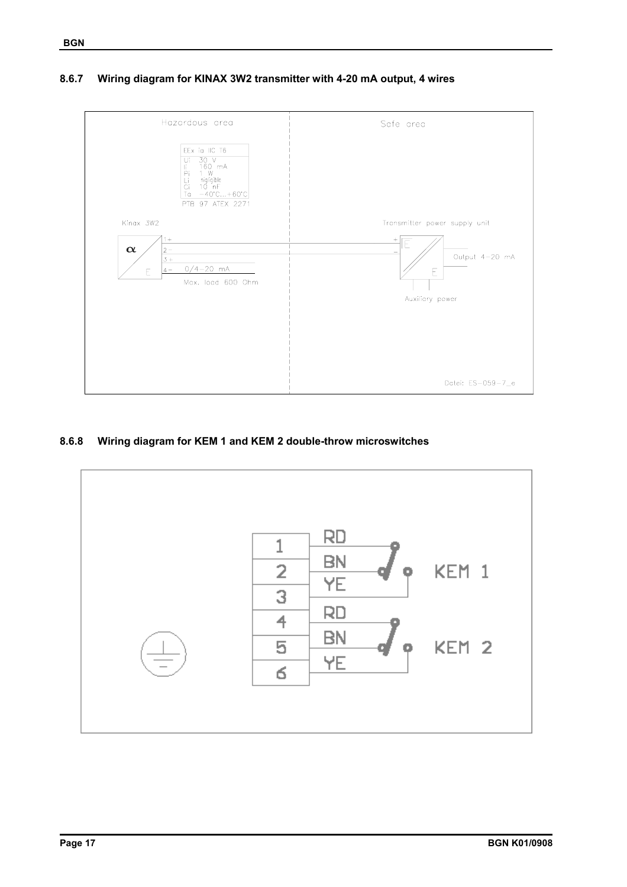### 8.6.7 Wiring diagram for KINAX 3W2 transmitter with 4-20 mA output, 4 wires

Hazardous area

Safe area

EEx ia IIC T6
Ui 30 V
Ii 160 mA
Pi 1 W
Li nigligible
Ci 10 nF
Ta −40°C...+60°C
PTB 97 ATEX 2271

Kinax 3W2

1 +
2 −
3 +
4 − 0/4−20 mA

Max. load 600 Ohm

Transmitter power supply unit

Output 4−20 mA

Auxiliary power

Datei: ES−059−7_e

### 8.6.8 Wiring diagram for KEM 1 and KEM 2 double-throw microswitches

| Terminal | Wire | Switch |
|---|---|---|
| 1 | RD | KEM 1 |
| 2 | BN | KEM 1 |
| 3 | YE | KEM 1 |
| 4 | RD | KEM 2 |
| 5 | BN | KEM 2 |
| 6 | YE | KEM 2 |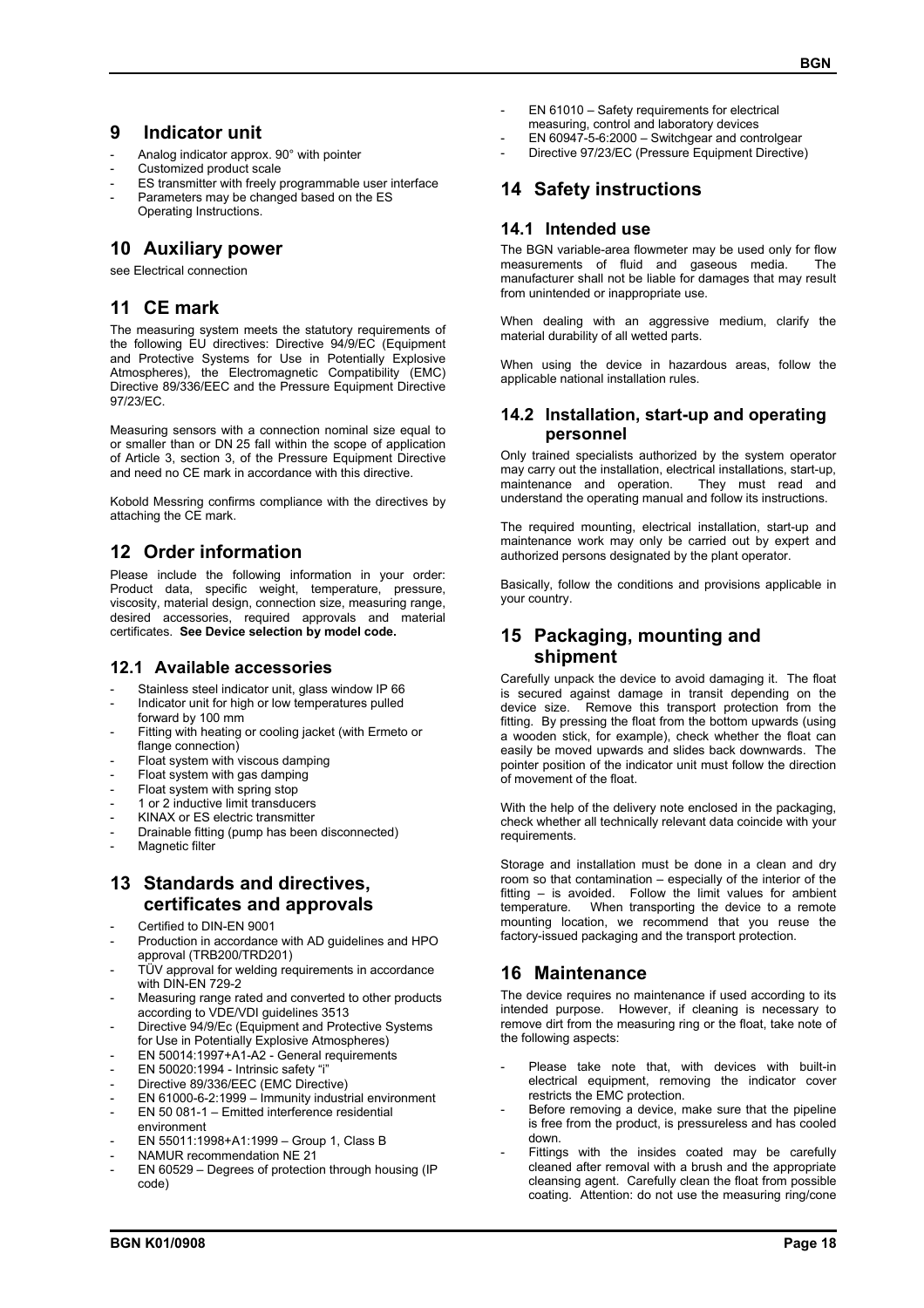## 9 Indicator unit

- Analog indicator approx. 90° with pointer
- Customized product scale
- ES transmitter with freely programmable user interface
- Parameters may be changed based on the ES Operating Instructions.

## 10 Auxiliary power

see Electrical connection

## 11 CE mark

The measuring system meets the statutory requirements of the following EU directives: Directive 94/9/EC (Equipment and Protective Systems for Use in Potentially Explosive Atmospheres), the Electromagnetic Compatibility (EMC) Directive 89/336/EEC and the Pressure Equipment Directive 97/23/EC.

Measuring sensors with a connection nominal size equal to or smaller than or DN 25 fall within the scope of application of Article 3, section 3, of the Pressure Equipment Directive and need no CE mark in accordance with this directive.

Kobold Messring confirms compliance with the directives by attaching the CE mark.

## 12 Order information

Please include the following information in your order: Product data, specific weight, temperature, pressure, viscosity, material design, connection size, measuring range, desired accessories, required approvals and material certificates. **See Device selection by model code.**

### 12.1 Available accessories

- Stainless steel indicator unit, glass window IP 66
- Indicator unit for high or low temperatures pulled forward by 100 mm
- Fitting with heating or cooling jacket (with Ermeto or flange connection)
- Float system with viscous damping
- Float system with gas damping
- Float system with spring stop
- 1 or 2 inductive limit transducers
- KINAX or ES electric transmitter
- Drainable fitting (pump has been disconnected)
- Magnetic filter

## 13 Standards and directives, certificates and approvals

- Certified to DIN-EN 9001
- Production in accordance with AD guidelines and HPO approval (TRB200/TRD201)
- TÜV approval for welding requirements in accordance with DIN-EN 729-2
- Measuring range rated and converted to other products according to VDE/VDI guidelines 3513
- Directive 94/9/Ec (Equipment and Protective Systems for Use in Potentially Explosive Atmospheres)
- EN 50014:1997+A1-A2 - General requirements
- EN 50020:1994 - Intrinsic safety "i"
- Directive 89/336/EEC (EMC Directive)
- EN 61000-6-2:1999 – Immunity industrial environment
- EN 50 081-1 – Emitted interference residential environment
- EN 55011:1998+A1:1999 – Group 1, Class B
- NAMUR recommendation NE 21
- EN 60529 – Degrees of protection through housing (IP code)
- EN 61010 – Safety requirements for electrical measuring, control and laboratory devices
- EN 60947-5-6:2000 – Switchgear and controlgear
- Directive 97/23/EC (Pressure Equipment Directive)

## 14 Safety instructions

### 14.1 Intended use

The BGN variable-area flowmeter may be used only for flow measurements of fluid and gaseous media. The manufacturer shall not be liable for damages that may result from unintended or inappropriate use.

When dealing with an aggressive medium, clarify the material durability of all wetted parts.

When using the device in hazardous areas, follow the applicable national installation rules.

### 14.2 Installation, start-up and operating personnel

Only trained specialists authorized by the system operator may carry out the installation, electrical installations, start-up, maintenance and operation. They must read and understand the operating manual and follow its instructions.

The required mounting, electrical installation, start-up and maintenance work may only be carried out by expert and authorized persons designated by the plant operator.

Basically, follow the conditions and provisions applicable in your country.

## 15 Packaging, mounting and shipment

Carefully unpack the device to avoid damaging it. The float is secured against damage in transit depending on the device size. Remove this transport protection from the fitting. By pressing the float from the bottom upwards (using a wooden stick, for example), check whether the float can easily be moved upwards and slides back downwards. The pointer position of the indicator unit must follow the direction of movement of the float.

With the help of the delivery note enclosed in the packaging, check whether all technically relevant data coincide with your requirements.

Storage and installation must be done in a clean and dry room so that contamination – especially of the interior of the fitting – is avoided. Follow the limit values for ambient temperature. When transporting the device to a remote mounting location, we recommend that you reuse the factory-issued packaging and the transport protection.

## 16 Maintenance

The device requires no maintenance if used according to its intended purpose. However, if cleaning is necessary to remove dirt from the measuring ring or the float, take note of the following aspects:

- Please take note that, with devices with built-in electrical equipment, removing the indicator cover restricts the EMC protection.
- Before removing a device, make sure that the pipeline is free from the product, is pressureless and has cooled down.
- Fittings with the insides coated may be carefully cleaned after removal with a brush and the appropriate cleansing agent. Carefully clean the float from possible coating. Attention: do not use the measuring ring/cone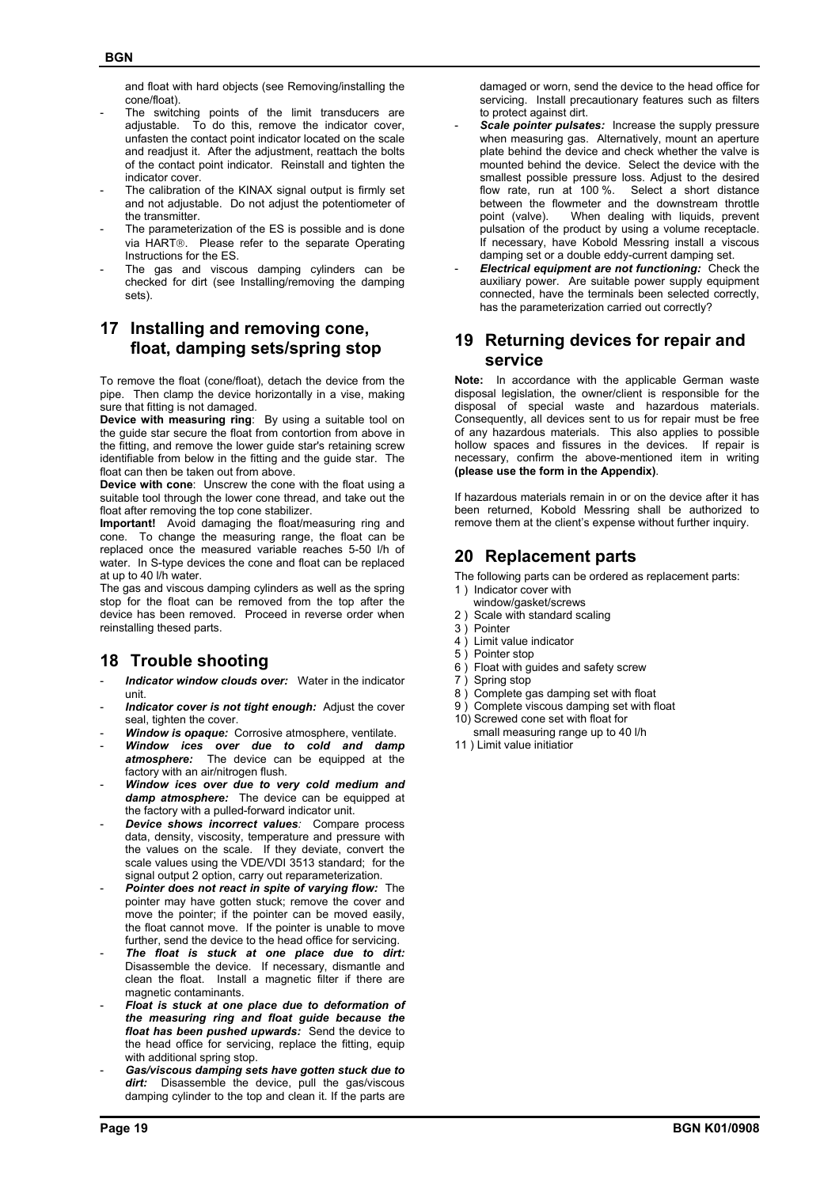and float with hard objects (see Removing/installing the cone/float).

- The switching points of the limit transducers are adjustable. To do this, remove the indicator cover, unfasten the contact point indicator located on the scale and readjust it. After the adjustment, reattach the bolts of the contact point indicator. Reinstall and tighten the indicator cover.
- The calibration of the KINAX signal output is firmly set and not adjustable. Do not adjust the potentiometer of the transmitter.
- The parameterization of the ES is possible and is done via HART®. Please refer to the separate Operating Instructions for the ES.
- The gas and viscous damping cylinders can be checked for dirt (see Installing/removing the damping sets).

## 17 Installing and removing cone, float, damping sets/spring stop

To remove the float (cone/float), detach the device from the pipe. Then clamp the device horizontally in a vise, making sure that fitting is not damaged.

**Device with measuring ring**: By using a suitable tool on the guide star secure the float from contortion from above in the fitting, and remove the lower guide star's retaining screw identifiable from below in the fitting and the guide star. The float can then be taken out from above.

**Device with cone**: Unscrew the cone with the float using a suitable tool through the lower cone thread, and take out the float after removing the top cone stabilizer.

**Important!** Avoid damaging the float/measuring ring and cone. To change the measuring range, the float can be replaced once the measured variable reaches 5-50 l/h of water. In S-type devices the cone and float can be replaced at up to 40 l/h water.

The gas and viscous damping cylinders as well as the spring stop for the float can be removed from the top after the device has been removed. Proceed in reverse order when reinstalling thesed parts.

## 18 Trouble shooting

- ***Indicator window clouds over:*** Water in the indicator unit.
- ***Indicator cover is not tight enough:*** Adjust the cover seal, tighten the cover.
- ***Window is opaque:*** Corrosive atmosphere, ventilate.
- ***Window ices over due to cold and damp atmosphere:*** The device can be equipped at the factory with an air/nitrogen flush.
- ***Window ices over due to very cold medium and damp atmosphere:*** The device can be equipped at the factory with a pulled-forward indicator unit.
- ***Device shows incorrect values:*** Compare process data, density, viscosity, temperature and pressure with the values on the scale. If they deviate, convert the scale values using the VDE/VDI 3513 standard; for the signal output 2 option, carry out reparameterization.
- ***Pointer does not react in spite of varying flow:*** The pointer may have gotten stuck; remove the cover and move the pointer; if the pointer can be moved easily, the float cannot move. If the pointer is unable to move further, send the device to the head office for servicing.
- ***The float is stuck at one place due to dirt:*** Disassemble the device. If necessary, dismantle and clean the float. Install a magnetic filter if there are magnetic contaminants.
- ***Float is stuck at one place due to deformation of the measuring ring and float guide because the float has been pushed upwards:*** Send the device to the head office for servicing, replace the fitting, equip with additional spring stop.
- ***Gas/viscous damping sets have gotten stuck due to dirt:*** Disassemble the device, pull the gas/viscous damping cylinder to the top and clean it. If the parts are damaged or worn, send the device to the head office for servicing. Install precautionary features such as filters to protect against dirt.
- ***Scale pointer pulsates:*** Increase the supply pressure when measuring gas. Alternatively, mount an aperture plate behind the device and check whether the valve is mounted behind the device. Select the device with the smallest possible pressure loss. Adjust to the desired flow rate, run at 100 %. Select a short distance between the flowmeter and the downstream throttle point (valve). When dealing with liquids, prevent pulsation of the product by using a volume receptacle. If necessary, have Kobold Messring install a viscous damping set or a double eddy-current damping set.
- ***Electrical equipment are not functioning:*** Check the auxiliary power. Are suitable power supply equipment connected, have the terminals been selected correctly, has the parameterization carried out correctly?

## 19 Returning devices for repair and service

**Note:** In accordance with the applicable German waste disposal legislation, the owner/client is responsible for the disposal of special waste and hazardous materials. Consequently, all devices sent to us for repair must be free of any hazardous materials. This also applies to possible hollow spaces and fissures in the devices. If repair is necessary, confirm the above-mentioned item in writing **(please use the form in the Appendix)**.

If hazardous materials remain in or on the device after it has been returned, Kobold Messring shall be authorized to remove them at the client's expense without further inquiry.

## 20 Replacement parts

The following parts can be ordered as replacement parts:

1 ) Indicator cover with window/gasket/screws
2 ) Scale with standard scaling
3 ) Pointer
4 ) Limit value indicator
5 ) Pointer stop
6 ) Float with guides and safety screw
7 ) Spring stop
8 ) Complete gas damping set with float
9 ) Complete viscous damping set with float
10) Screwed cone set with float for small measuring range up to 40 l/h
11 ) Limit value initiatior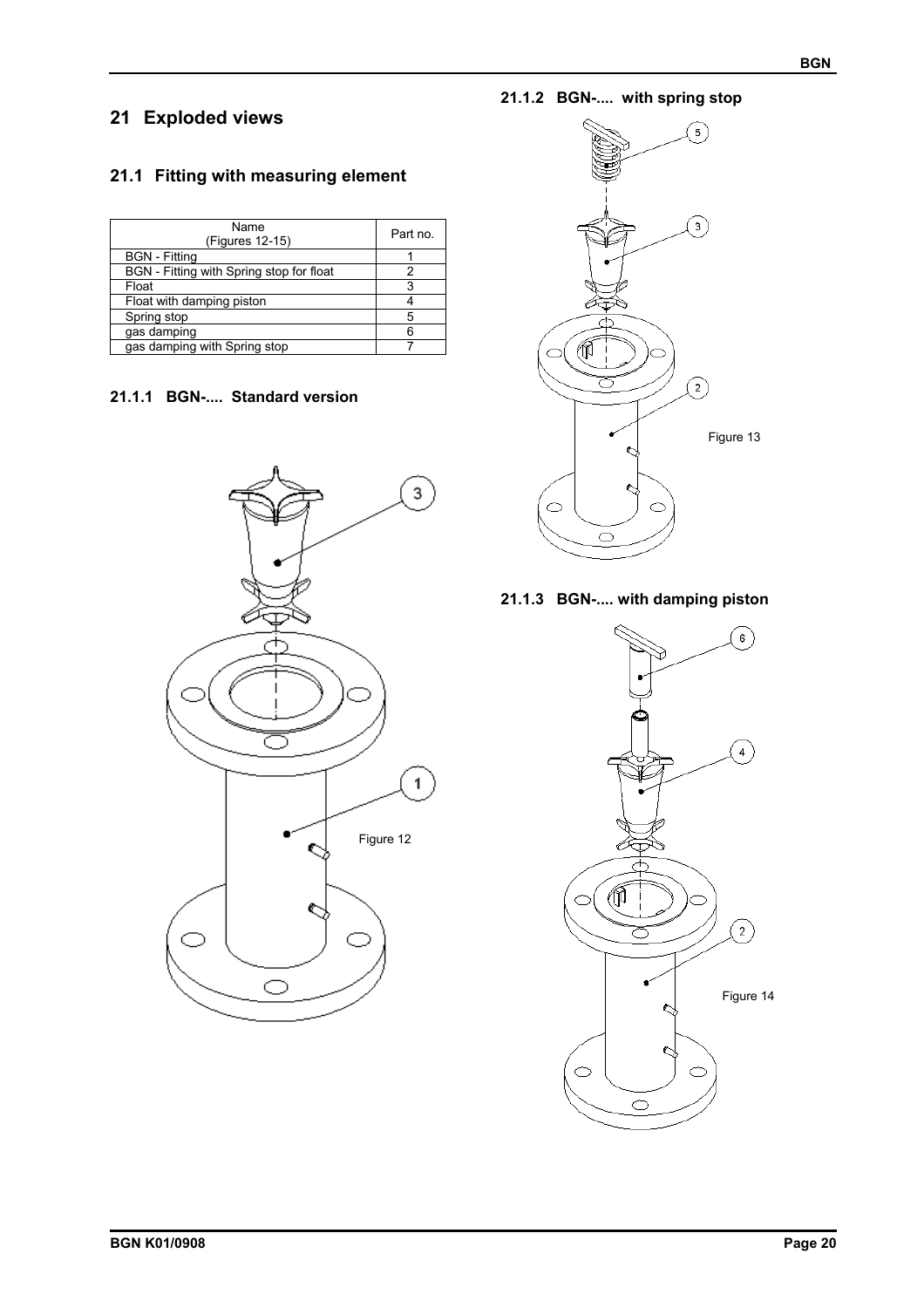# 21 Exploded views

## 21.1 Fitting with measuring element

| Name (Figures 12-15) | Part no. |
|---|---|
| BGN - Fitting | 1 |
| BGN - Fitting with Spring stop for float | 2 |
| Float | 3 |
| Float with damping piston | 4 |
| Spring stop | 5 |
| gas damping | 6 |
| gas damping with Spring stop | 7 |

### 21.1.1 BGN-.... Standard version

Figure 12

### 21.1.2 BGN-.... with spring stop

Figure 13

### 21.1.3 BGN-.... with damping piston

Figure 14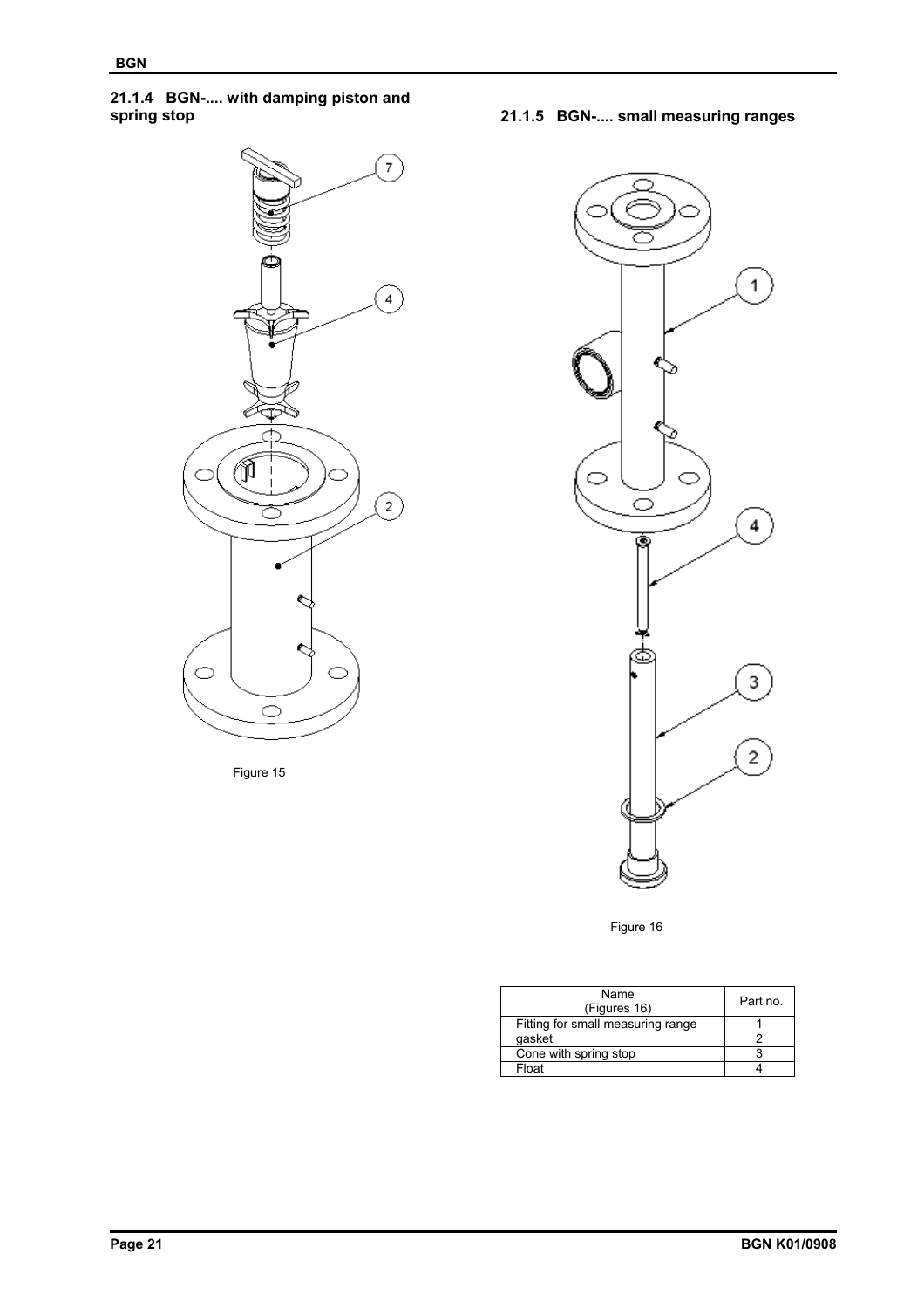### 21.1.4 BGN-.... with damping piston and spring stop

Figure 15

### 21.1.5 BGN-.... small measuring ranges

Figure 16

| Name (Figures 16) | Part no. |
| --- | --- |
| Fitting for small measuring range | 1 |
| gasket | 2 |
| Cone with spring stop | 3 |
| Float | 4 |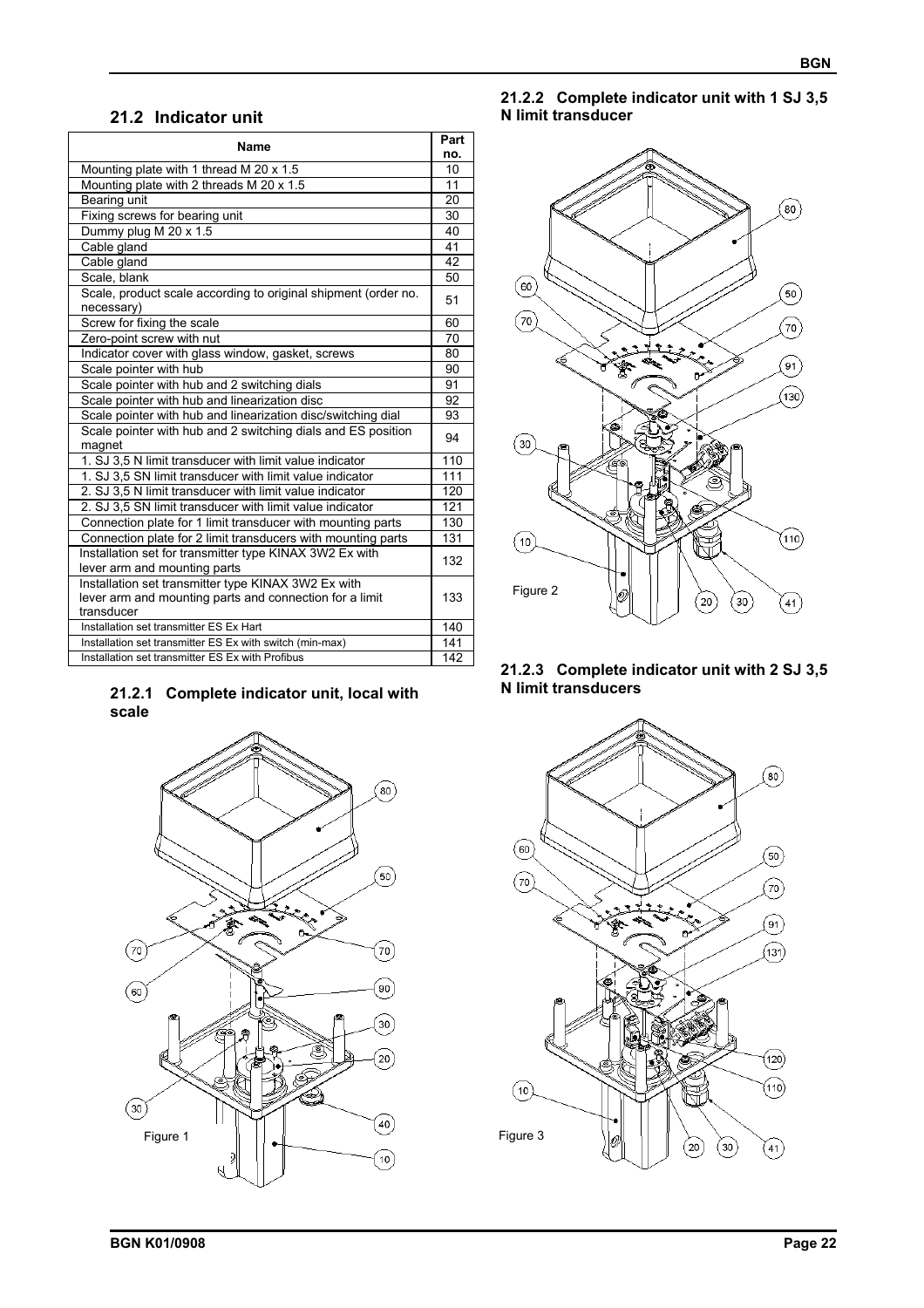## 21.2 Indicator unit

| Name | Part no. |
|---|---|
| Mounting plate with 1 thread M 20 x 1.5 | 10 |
| Mounting plate with 2 threads M 20 x 1.5 | 11 |
| Bearing unit | 20 |
| Fixing screws for bearing unit | 30 |
| Dummy plug M 20 x 1.5 | 40 |
| Cable gland | 41 |
| Cable gland | 42 |
| Scale, blank | 50 |
| Scale, product scale according to original shipment (order no. necessary) | 51 |
| Screw for fixing the scale | 60 |
| Zero-point screw with nut | 70 |
| Indicator cover with glass window, gasket, screws | 80 |
| Scale pointer with hub | 90 |
| Scale pointer with hub and 2 switching dials | 91 |
| Scale pointer with hub and linearization disc | 92 |
| Scale pointer with hub and linearization disc/switching dial | 93 |
| Scale pointer with hub and 2 switching dials and ES position magnet | 94 |
| 1. SJ 3,5 N limit transducer with limit value indicator | 110 |
| 1. SJ 3,5 SN limit transducer with limit value indicator | 111 |
| 2. SJ 3,5 N limit transducer with limit value indicator | 120 |
| 2. SJ 3,5 SN limit transducer with limit value indicator | 121 |
| Connection plate for 1 limit transducer with mounting parts | 130 |
| Connection plate for 2 limit transducers with mounting parts | 131 |
| Installation set for transmitter type KINAX 3W2 Ex with lever arm and mounting parts | 132 |
| Installation set transmitter type KINAX 3W2 Ex with lever arm and mounting parts and connection for a limit transducer | 133 |
| Installation set transmitter ES Ex Hart | 140 |
| Installation set transmitter ES Ex with switch (min-max) | 141 |
| Installation set transmitter ES Ex with Profibus | 142 |

### 21.2.1 Complete indicator unit, local with scale

Figure 1

### 21.2.2 Complete indicator unit with 1 SJ 3,5 N limit transducer

Figure 2

### 21.2.3 Complete indicator unit with 2 SJ 3,5 N limit transducers

Figure 3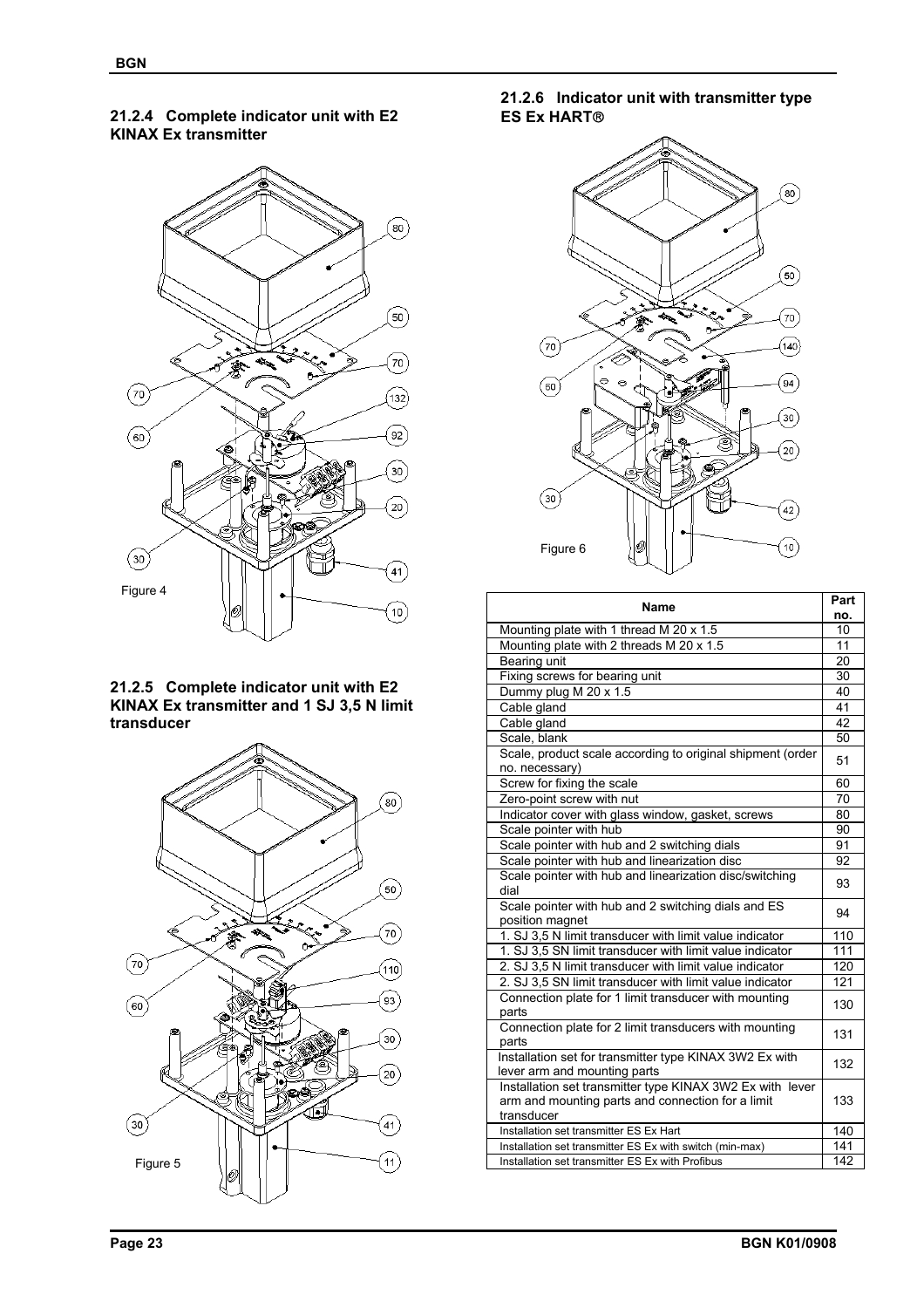### 21.2.4 Complete indicator unit with E2 KINAX Ex transmitter

Figure 4

### 21.2.5 Complete indicator unit with E2 KINAX Ex transmitter and 1 SJ 3,5 N limit transducer

Figure 5

### 21.2.6 Indicator unit with transmitter type ES Ex HART®

Figure 6

| Name | Part no. |
|---|---|
| Mounting plate with 1 thread M 20 x 1.5 | 10 |
| Mounting plate with 2 threads M 20 x 1.5 | 11 |
| Bearing unit | 20 |
| Fixing screws for bearing unit | 30 |
| Dummy plug M 20 x 1.5 | 40 |
| Cable gland | 41 |
| Cable gland | 42 |
| Scale, blank | 50 |
| Scale, product scale according to original shipment (order no. necessary) | 51 |
| Screw for fixing the scale | 60 |
| Zero-point screw with nut | 70 |
| Indicator cover with glass window, gasket, screws | 80 |
| Scale pointer with hub | 90 |
| Scale pointer with hub and 2 switching dials | 91 |
| Scale pointer with hub and linearization disc | 92 |
| Scale pointer with hub and linearization disc/switching dial | 93 |
| Scale pointer with hub and 2 switching dials and ES position magnet | 94 |
| 1. SJ 3,5 N limit transducer with limit value indicator | 110 |
| 1. SJ 3,5 SN limit transducer with limit value indicator | 111 |
| 2. SJ 3,5 N limit transducer with limit value indicator | 120 |
| 2. SJ 3,5 SN limit transducer with limit value indicator | 121 |
| Connection plate for 1 limit transducer with mounting parts | 130 |
| Connection plate for 2 limit transducers with mounting parts | 131 |
| Installation set for transmitter type KINAX 3W2 Ex with lever arm and mounting parts | 132 |
| Installation set transmitter type KINAX 3W2 Ex with lever arm and mounting parts and connection for a limit transducer | 133 |
| Installation set transmitter ES Ex Hart | 140 |
| Installation set transmitter ES Ex with switch (min-max) | 141 |
| Installation set transmitter ES Ex with Profibus | 142 |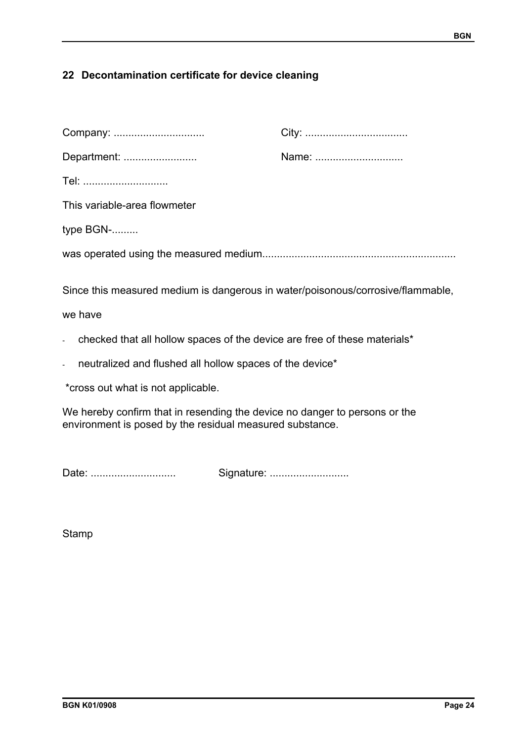## 22 Decontamination certificate for device cleaning

Company: ............................... City: ...................................

Department: ......................... Name: ..............................

Tel: ............................

This variable-area flowmeter

type BGN-.........

was operated using the measured medium.................................................................

Since this measured medium is dangerous in water/poisonous/corrosive/flammable,

we have

- checked that all hollow spaces of the device are free of these materials*
- neutralized and flushed all hollow spaces of the device*

*cross out what is not applicable.

We hereby confirm that in resending the device no danger to persons or the environment is posed by the residual measured substance.

Date: ............................ Signature: ...........................

Stamp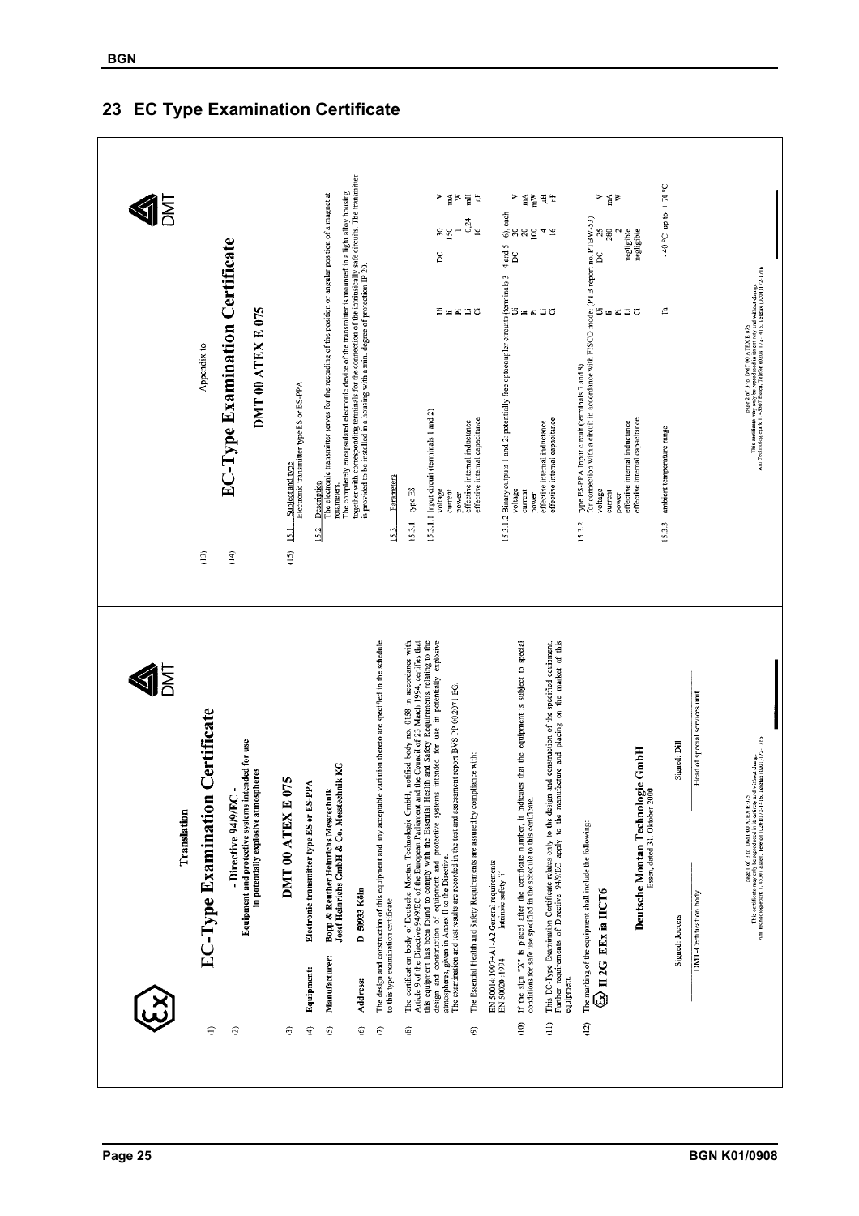# 23 EC Type Examination Certificate

Translation

## EC-Type Examination Certificate

(1)

(2) - Directive 94/9/EC -
**Equipment and protective systems intended for use in potentially explosive atmospheres**

(3) **DMT 00 ATEX E 075**

(4) **Equipment:** Electronic transmitter type ES or ES-PPA

(5) **Manufacturer:** Bopp & Reuther Heinrichs Messtechnik
Josef Heinrichs GmbH & Co. Messtechnik KG

(6) **Address:** D 50933 Köln

(7) The design and construction of this equipment and any acceptable variation thereto are specified in the schedule to this type examination certificate.

(8) The certification body of Deutsche Montan Technologie GmbH, notified body no. 0158 in accordance with Article 9 of the Directive 94/9/EC of the European Parliament and the Council of 23 March 1994, certifies that this equipment has been found to comply with the Essential Health and Safety Requirements relating to the design and construction of equipment and protective systems intended for use in potentially explosive atmospheres, given in Annex II to the Directive.
The examination and test results are recorded in the test and assessment report BVS PP 00.2071 EG.

(9) The Essential Health and Safety Requirements are assured by compliance with:

EN 50014:1997+A1-A2 General requirements
EN 50020:1994 Intrinsic safety 'i'

(10) If the sign "X" is placed after the certificate number, it indicates that the equipment is subject to special conditions for safe use specified in the schedule to this certificate.

(11) This EC-Type Examination Certificate relates only to the design and construction of the specified equipment. Further requirements of Directive 94/9/EC apply to the manufacture and placing on the market of this equipment.

(12) The marking of the equipment shall include the following:

**Ex II 2G EEx ia IIC T6**

**Deutsche Montan Technologie GmbH**
Essen, dated 31. Oktober 2000

Signed: Jockers — DMT-Certification body

Signed: Dill — Head of special services unit

page 1 of 3 to DMT 00 ATEX E 075
This certificate may only be reproduced in its entirety and without change
Am Technologiepark 1, 45307 Essen, Telefon (0201)172-1416, Telefax (0201)172-1716

---

Appendix to

## EC-Type Examination Certificate

(13)

(14) **DMT 00 ATEX E 075**

(15) 15.1 Subject and type
Electronic transmitter type ES or ES-PPA

15.2 Description
The electronic transmitter serves for the recording of the position or angular position of a magnet at rotameters.
The completely encapsulated electronic device of the transmitter is mounted in a light alloy housing together with corresponding terminals for the connection of the intrinsically safe circuits. The transmitter is provided to be installed in a housing with a min. degree of protection IP 20.

15.3 Parameters

15.3.1 type ES

15.3.1.1 Input circuit (terminals 1 and 2)

| | | | | |
|---|---|---|---|---|
| voltage | Ui | DC | 30 | V |
| current | Ii | | 150 | mA |
| power | Pi | | 1 | W |
| effective internal inductance | Li | | 0,24 | mH |
| effective internal capacitance | Ci | | 16 | nF |

15.3.1.2 Binary outputs 1 and 2: potentially free optocoupler circuits (terminals 3 - 4 and 5 - 6), each

| | | | | |
|---|---|---|---|---|
| voltage | Ui | DC | 30 | V |
| current | Ii | | 20 | mA |
| power | Pi | | 100 | mW |
| effective internal inductance | Li | | 4 | µH |
| effective internal capacitance | Ci | | 16 | nF |

15.3.2 type ES-PPA Input circuit (terminals 7 and 8)
for connection with a circuit in accordance with FISCO model (PTB report no. PTB-W-53)

| | | | | |
|---|---|---|---|---|
| voltage | Ui | DC | 25 | V |
| current | Ii | | 280 | mA |
| power | Pi | | 2 | W |
| effective internal inductance | Li | | negligible | |
| effective internal capacitance | Ci | | negligible | |

15.3.3 ambient temperature range Ta -40 °C up to +70 °C

page 2 of 3 to DMT 00 ATEX E 075
This certificate may only be reproduced in its entirety and without change
Am Technologiepark 1, 45307 Essen, Telefon (0201)172-1416, Telefax (0201)172-1716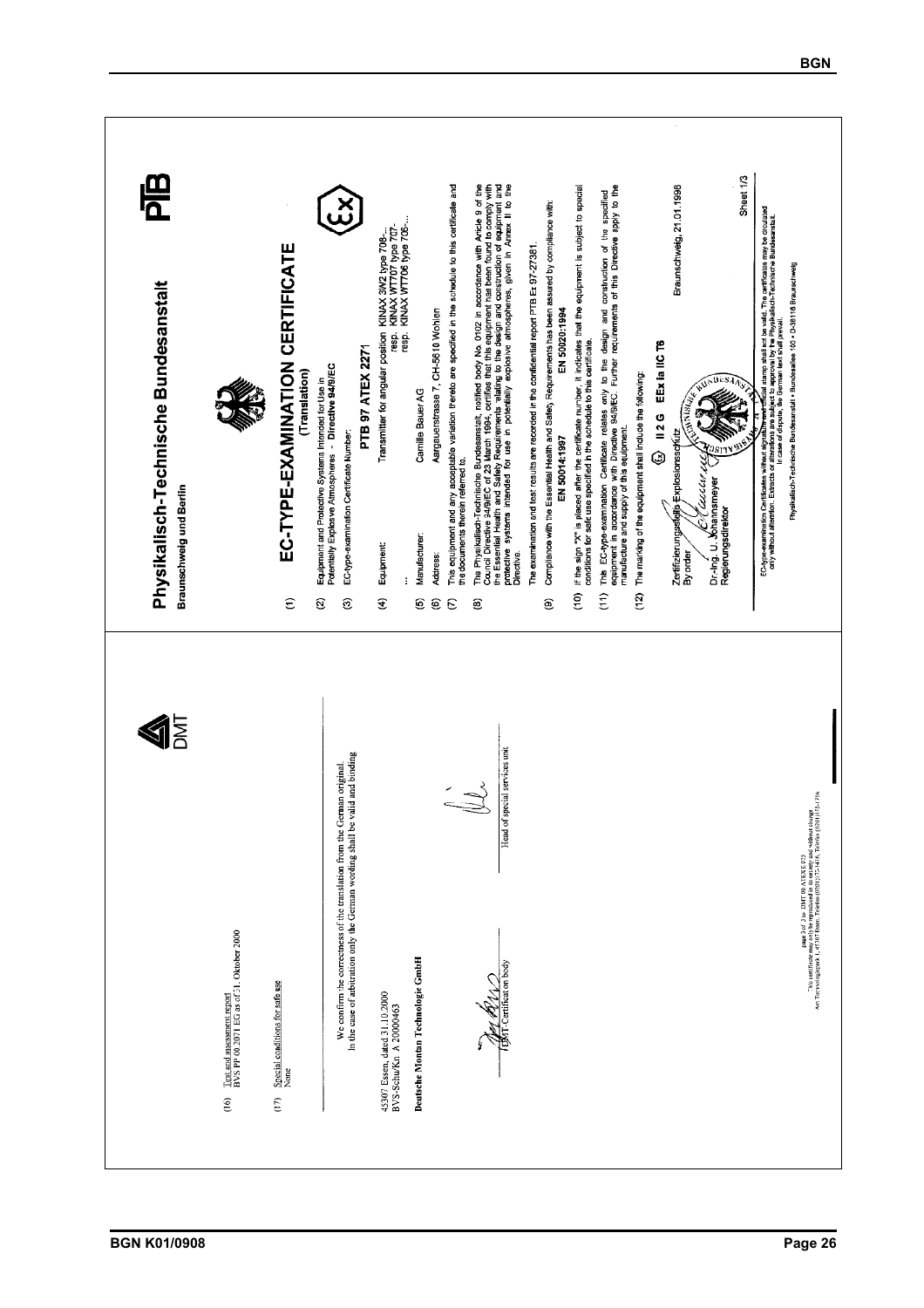(16) Test and assessment report
BVS PP 00.2071 EG as of 31. Oktober 2000

(17) Special conditions for safe use
None

We confirm the correctness of the translation from the German original.
In the case of arbitration only the German wording shall be valid and binding

45307 Essen, dated 31.10.2000
BVS-Schu/Kn A 20000463

**Deutsche Montan Technologie GmbH**

DMT-Certification body

Head of special services unit

page 3 of 3 to DMT 00 ATEX E 075
This certificate may only be reproduced in its entirety and without change
Am Technologiepark 1, 45307 Essen, Telefon (0201) 172-1416, Telefax (0201) 172-1716

---

# Physikalisch-Technische Bundesanstalt

Braunschweig und Berlin

## EC-TYPE-EXAMINATION CERTIFICATE

(Translation)

(1)

(2) Equipment and Protective Systems Intended for Use in Potentially Explosive Atmospheres - **Directive 94/9/EC**

(3) EC-type-examination Certificate Number:

**PTB 97 ATEX 2271**

(4) Equipment: Transmitter for angular position KINAX 3W2 type 708-...
resp. KINAX WT707 type 707-...
resp. KINAX WT706 type 706-...

(5) Manufacturer: Camille Bauer AG

(6) Address: Aargauerstrasse 7, CH-5610 Wohlen

(7) This equipment and any acceptable variation thereto are specified in the schedule to this certificate and the documents therein referred to.

(8) The Physikalisch-Technische Bundesanstalt, notified body No. 0102 in accordance with Article 9 of the Council Directive 94/9/EC of 23 March 1994, certifies that this equipment has been found to comply with the Essential Health and Safety Requirements relating to the design and construction of equipment and protective systems intended for use in potentially explosive atmospheres, given in Annex II to the Directive.

The examination and test results are recorded in the confidential report PTB Ex 97-27381.

(9) Compliance with the Essential Health and Safety Requirements has been assured by compliance with:

EN 50014:1997 EN 50020:1994

(10) If the sign "X" is placed after the certificate number, it indicates that the equipment is subject to special conditions for safe use specified in the schedule to this certificate.

(11) This EC-type-examination Certificate relates only to the design and construction of the specified equipment in accordance with Directive 94/9/EC. Further requirements of this Directive apply to the manufacture and supply of this equipment.

(12) The marking of the equipment shall include the following:

**II 2 G EEx ia IIC T6**

Zertifizierungsstelle Explosionsschutz
By order

Braunschweig, 21.01.1998

Dr.-Ing. U. Johannsmeyer
Regierungsdirektor

Sheet 1/3

EC-type-examination Certificates without signature and official stamp shall not be valid. The certificates may be circulated only without alteration. Extracts or alterations are subject to approval by the Physikalisch-Technische Bundesanstalt. In case of dispute, the German text shall prevail.

Physikalisch-Technische Bundesanstalt • Bundesallee 100 • D-38116 Braunschweig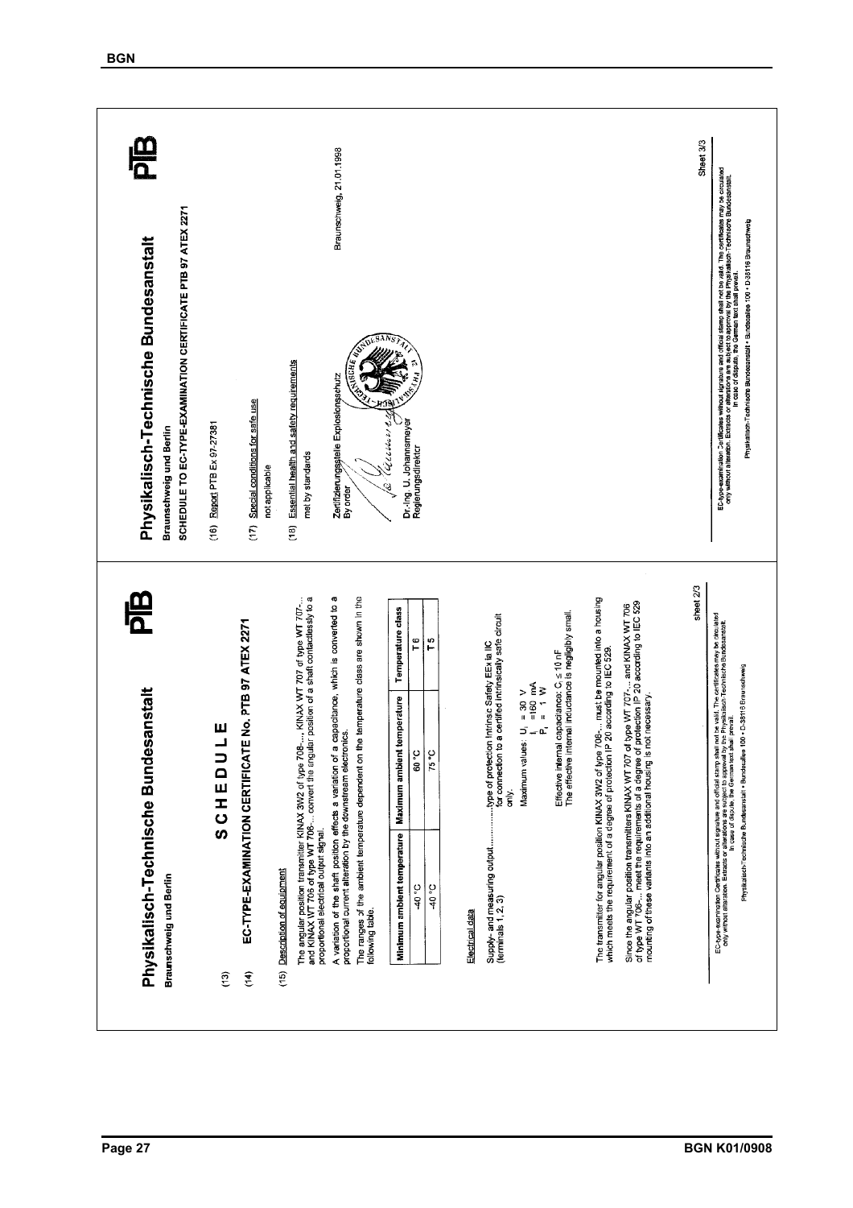# Physikalisch-Technische Bundesanstalt

**Braunschweig und Berlin**

## SCHEDULE

(13)

(14) **EC-TYPE-EXAMINATION CERTIFICATE No. PTB 97 ATEX 2271**

(15) Description of equipment

The angular position transmitter KINAX 3W2 of type 708-..., KINAX WT 707 of type WT 707-... and KINAX WT 706 of type WT 706-... convert the angular position of a shaft contactlessly to a proportional electrical output signal.

A variation of the shaft position effects a variation of a capacitance, which is converted to a proportional current alteration by the downstream electronics.

The ranges of the ambient temperature dependent on the temperature class are shown in the following table.

| Minimum ambient temperature | Maximum ambient temperature | Temperature class |
|---|---|---|
| -40 °C | 60 °C | T 6 |
| -40 °C | 75 °C | T 5 |

Electrical data

Supply- and measuring output ............type of protection Intrinsic Safety EEx ia IIC
(terminals 1, 2, 3) for connection to a certified intrinsically safe circuit only.

Maximum values: $U_i$ = 30 V
$I_i$ = 160 mA
$P_i$ = 1 W

Effective internal capacitance: $C_i \leq 10$ nF
The effective internal inductance is negligibly small.

The transmitter for angular position KINAX 3W2 of type 708-... must be mounted into a housing which meets the requirement of a degree of protection IP 20 according to IEC 529.

Since the angular position transmitters KINAX WT 707 of type WT 707-... and KINAX WT 706 of type WT 706-... meet the requirements of a degree of protection IP 20 according to IEC 529 mounting of these variants into an additional housing is not necessary.

EC-type-examination Certificates without signature and official stamp shall not be valid. The certificates may be circulated only without alteration. Extracts or alterations are subject to approval by the Physikalisch-Technische Bundesanstalt. In case of dispute, the German text shall prevail.

Physikalisch-Technische Bundesanstalt • Bundesallee 100 • D-38116 Braunschweig

sheet 2/3

# Physikalisch-Technische Bundesanstalt

**Braunschweig und Berlin**

SCHEDULE TO EC-TYPE-EXAMINATION CERTIFICATE PTB 97 ATEX 2271

(16) Report PTB Ex 97-27381

(17) Special conditions for safe use

not applicable

(18) Essential health and safety requirements

met by standards

Zertifizierungsstelle Explosionsschutz
By order

Braunschweig, 21.01.1998

Dr.-Ing. U. Johannsmeyer
Regierungsdirektor

EC-type-examination Certificates without signature and official stamp shall not be valid. The certificates may be circulated only without alteration. Extracts or alterations are subject to approval by the Physikalisch-Technische Bundesanstalt. In case of dispute, the German text shall prevail.

Physikalisch-Technische Bundesanstalt • Bundesallee 100 • D-38116 Braunschweig

Sheet 3/3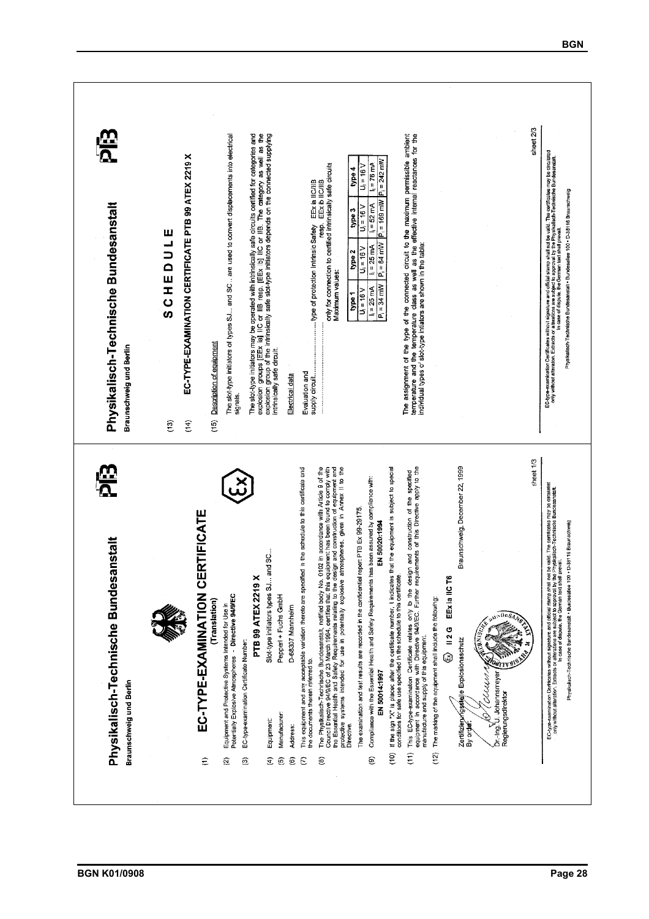# Physikalisch-Technische Bundesanstalt

Braunschweig und Berlin

## (1) EC-TYPE-EXAMINATION CERTIFICATE

(Translation)

(2) Equipment and Protective Systems Intended for Use in Potentially Explosive Atmospheres - **Directive 94/9/EC**

(3) EC-type-examination Certificate Number:

**PTB 99 ATEX 2219 X**

(4) Equipment: Slot-type initiators types SJ... and SC...

(5) Manufacturer: Pepperl + Fuchs GmbH

(6) Address: D-68307 Mannheim

(7) This equipment and any acceptable variation thereto are specified in the schedule to this certificate and the documents therein referred to.

(8) The Physikalisch-Technische Bundesanstalt, notified body No. 0102 in accordance with Article 9 of the Council Directive 94/9/EC of 23 March 1994, certifies that this equipment has been found to comply with the Essential Health and Safety Requirements relating to the design and construction of equipment and protective systems intended for use in potentially explosive atmospheres, given in Annex II to the Directive.

The examination and test results are recorded in the confidential report PTB Ex 99-29175.

(9) Compliance with the Essential Health and Safety Requirements has been assured by compliance with:

**EN 50014:1997** **EN 50020:1994**

(10) If the sign "X" is placed after the certificate number, it indicates that the equipment is subject to special conditions for safe use specified in the schedule to this certificate.

(11) This EC-type-examination Certificate relates only to the design and construction of the specified equipment in accordance with Directive 94/9/EC. Further requirements of this Directive apply to the manufacture and supply of this equipment.

(12) The marking of the equipment shall include the following:

**II 2 G EEx ia IIC T6**

Zertifizierungsstelle Explosionsschutz
By order:

Dr.-Ing. U. Johannsmeyer
Regierungsdirektor

Braunschweig, December 22, 1999

EC-type-examination Certificates without signature and official stamp shall not be valid. The certificates may be circulated only without alteration. Extracts or alterations are subject to approval by the Physikalisch-Technische Bundesanstalt. In case of dispute, the German text shall prevail.

Physikalisch-Technische Bundesanstalt • Bundesallee 100 • D-38116 Braunschweig

sheet 1/3

# Physikalisch-Technische Bundesanstalt

Braunschweig und Berlin

## SCHEDULE

(13)

(14) **EC-TYPE-EXAMINATION CERTIFICATE PTB 99 ATEX 2219 X**

(15) Description of equipment

The slot-type initiators of types SJ... and SC... are used to convert displacements into electrical signals.

The slot-type initiators may be operated with intrinsically safe circuits certified for categories and explosion groups [EEx ia] IIC or IIB resp. [EEx ib] IIC or IIB. The category as well as the explosion group of the intrinsically safe slot-type initiators depends on the connected supplying intrinsically safe circuit.

Electrical data

Evaluation and supply circuit.......................... type of protection Intrinsic Safety EEx ia IIC/IIB resp. EEx ib IIC/IIB
only for connection to certified intrinsically safe circuits
Maximum values:

| type 1 | type 2 | type 3 | type 4 |
|---|---|---|---|
| $U_i$ = 16 V | $U_i$ = 16 V | $U_i$ = 16 V | $U_i$ = 16 V |
| $I_i$ = 25 mA | $I_i$ = 25 mA | $I_i$ = 52 mA | $I_i$ = 76 mA |
| $P_i$ = 34 mW | $P_i$ = 64 mW | $P_i$ = 169 mW | $P_i$ = 242 mW |

The assignment of the type of the connected circuit to the maximum permissible ambient temperature and the temperature class as well as the effective internal reactances for the individual types of slot-type initiators are shown in the table:

EC-type-examination Certificates without signature and official stamp shall not be valid. The certificates may be circulated only without alteration. Extracts or alterations are subject to approval by the Physikalisch-Technische Bundesanstalt. In case of dispute, the German text shall prevail.

Physikalisch-Technische Bundesanstalt • Bundesallee 100 • D-38116 Braunschweig

sheet 2/3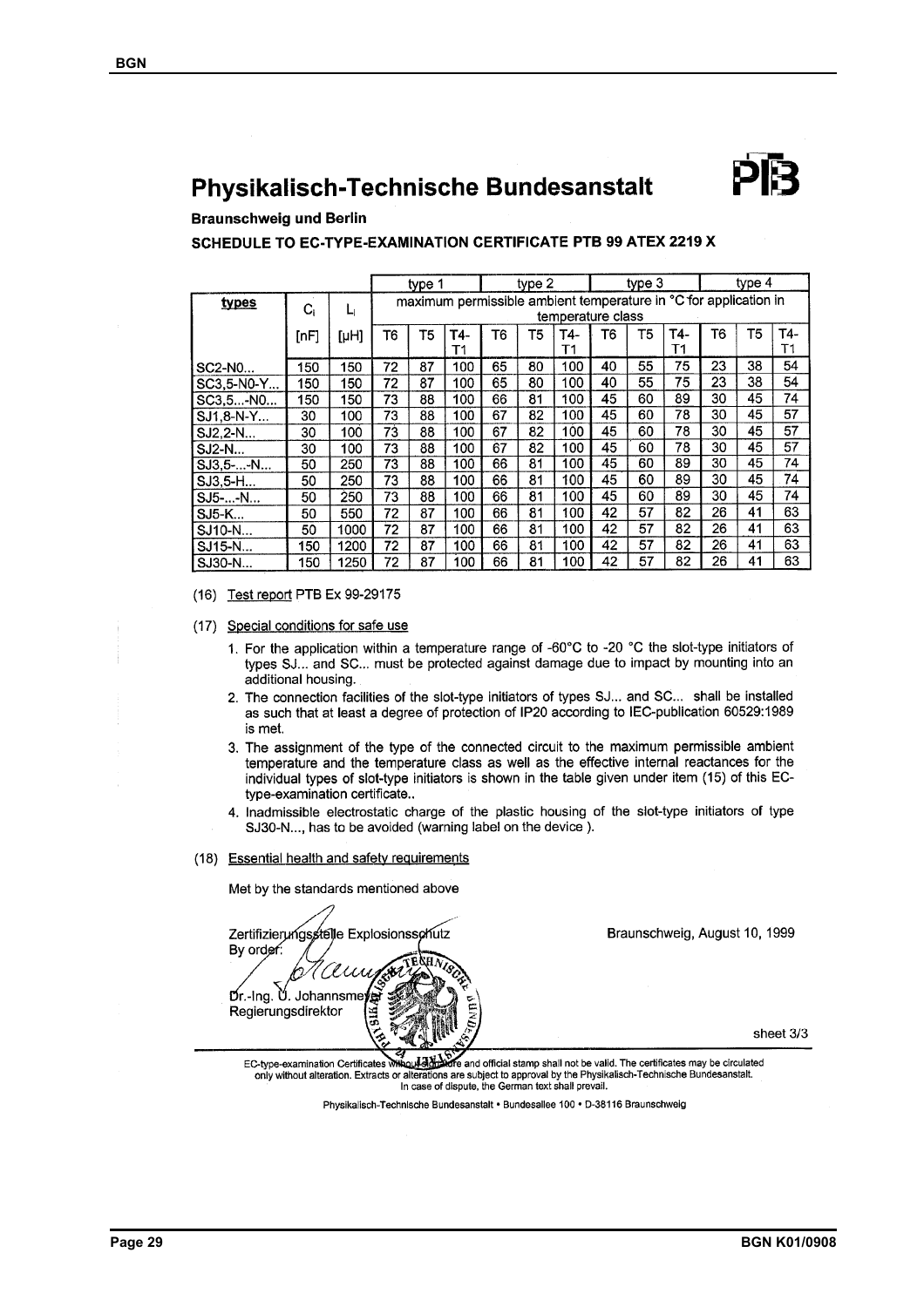# Physikalisch-Technische Bundesanstalt

**Braunschweig und Berlin**

**SCHEDULE TO EC-TYPE-EXAMINATION CERTIFICATE PTB 99 ATEX 2219 X**

| | | | type 1 | | | type 2 | | | type 3 | | | type 4 | | |
|---|---|---|---|---|---|---|---|---|---|---|---|---|---|---|
| **types** | $C_i$ | $L_i$ | maximum permissible ambient temperature in °C for application in temperature class | | | | | | | | | | | |
| | [nF] | [µH] | T6 | T5 | T4-T1 | T6 | T5 | T4-T1 | T6 | T5 | T4-T1 | T6 | T5 | T4-T1 |
| SC2-N0... | 150 | 150 | 72 | 87 | 100 | 65 | 80 | 100 | 40 | 55 | 75 | 23 | 38 | 54 |
| SC3,5-N0-Y... | 150 | 150 | 72 | 87 | 100 | 65 | 80 | 100 | 40 | 55 | 75 | 23 | 38 | 54 |
| SC3,5...-N0... | 150 | 150 | 73 | 88 | 100 | 66 | 81 | 100 | 45 | 60 | 89 | 30 | 45 | 74 |
| SJ1,8-N-Y... | 30 | 100 | 73 | 88 | 100 | 67 | 82 | 100 | 45 | 60 | 78 | 30 | 45 | 57 |
| SJ2,2-N... | 30 | 100 | 73 | 88 | 100 | 67 | 82 | 100 | 45 | 60 | 78 | 30 | 45 | 57 |
| SJ2-N... | 30 | 100 | 73 | 88 | 100 | 67 | 82 | 100 | 45 | 60 | 78 | 30 | 45 | 57 |
| SJ3,5-...-N... | 50 | 250 | 73 | 88 | 100 | 66 | 81 | 100 | 45 | 60 | 89 | 30 | 45 | 74 |
| SJ3,5-H... | 50 | 250 | 73 | 88 | 100 | 66 | 81 | 100 | 45 | 60 | 89 | 30 | 45 | 74 |
| SJ5-...-N... | 50 | 250 | 73 | 88 | 100 | 66 | 81 | 100 | 45 | 60 | 89 | 30 | 45 | 74 |
| SJ5-K... | 50 | 550 | 72 | 87 | 100 | 66 | 81 | 100 | 42 | 57 | 82 | 26 | 41 | 63 |
| SJ10-N... | 50 | 1000 | 72 | 87 | 100 | 66 | 81 | 100 | 42 | 57 | 82 | 26 | 41 | 63 |
| SJ15-N... | 150 | 1200 | 72 | 87 | 100 | 66 | 81 | 100 | 42 | 57 | 82 | 26 | 41 | 63 |
| SJ30-N... | 150 | 1250 | 72 | 87 | 100 | 66 | 81 | 100 | 42 | 57 | 82 | 26 | 41 | 63 |

(16) Test report PTB Ex 99-29175

(17) Special conditions for safe use

1. For the application within a temperature range of -60°C to -20 °C the slot-type initiators of types SJ... and SC... must be protected against damage due to impact by mounting into an additional housing.
2. The connection facilities of the slot-type initiators of types SJ... and SC... shall be installed as such that at least a degree of protection of IP20 according to IEC-publication 60529:1989 is met.
3. The assignment of the type of the connected circuit to the maximum permissible ambient temperature and the temperature class as well as the effective internal reactances for the individual types of slot-type initiators is shown in the table given under item (15) of this EC-type-examination certificate..
4. Inadmissible electrostatic charge of the plastic housing of the slot-type initiators of type SJ30-N..., has to be avoided (warning label on the device ).

(18) Essential health and safety requirements

Met by the standards mentioned above

Zertifizierungsstelle Explosionsschutz
By order:

Dr.-Ing. U. Johannsmeyer
Regierungsdirektor

Braunschweig, August 10, 1999

sheet 3/3

EC-type-examination Certificates without signature and official stamp shall not be valid. The certificates may be circulated only without alteration. Extracts or alterations are subject to approval by the Physikalisch-Technische Bundesanstalt. In case of dispute, the German text shall prevail.

Physikalisch-Technische Bundesanstalt • Bundesallee 100 • D-38116 Braunschweig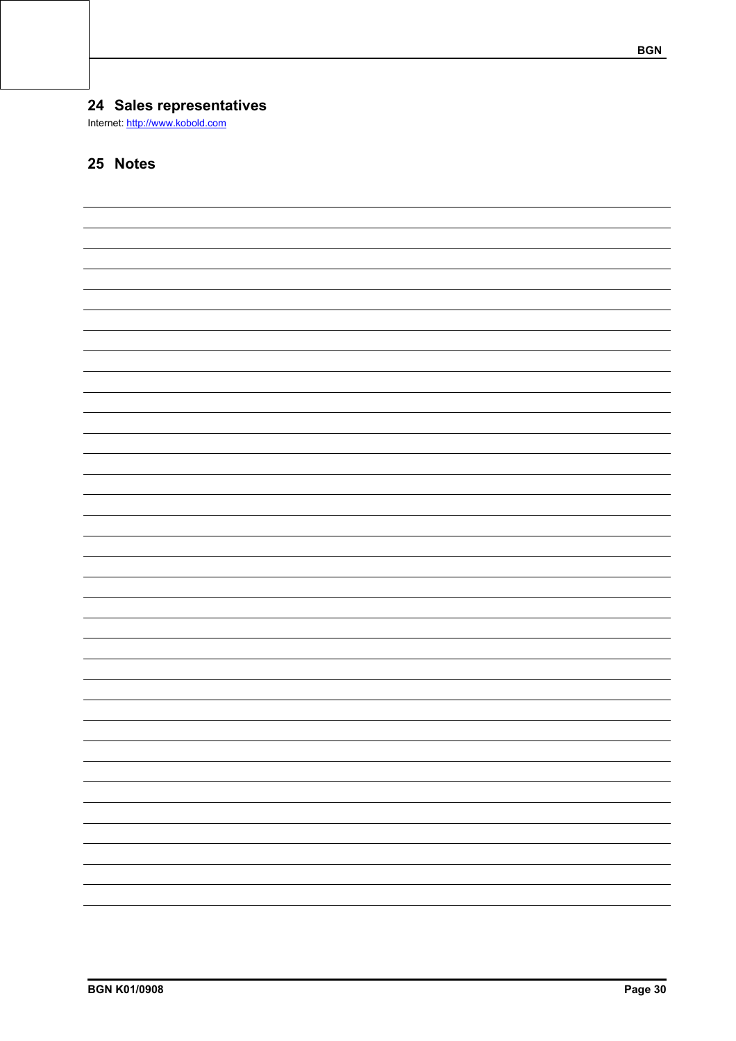## 24 Sales representatives

Internet: http://www.kobold.com

## 25 Notes